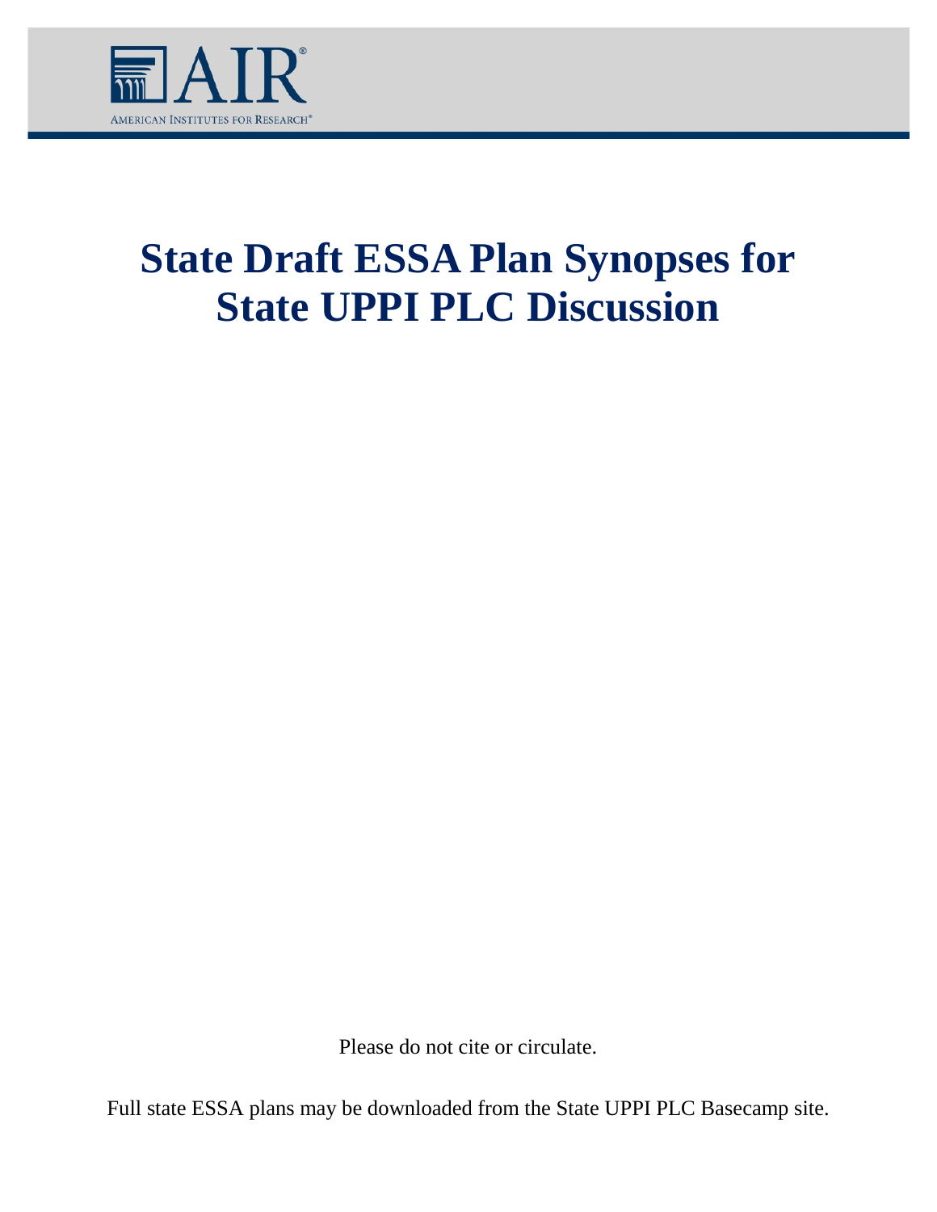AIR

AMERICAN INSTITUTES FOR RESEARCH®

# State Draft ESSA Plan Synopses for State UPPI PLC Discussion

Please do not cite or circulate.

Full state ESSA plans may be downloaded from the State UPPI PLC Basecamp site.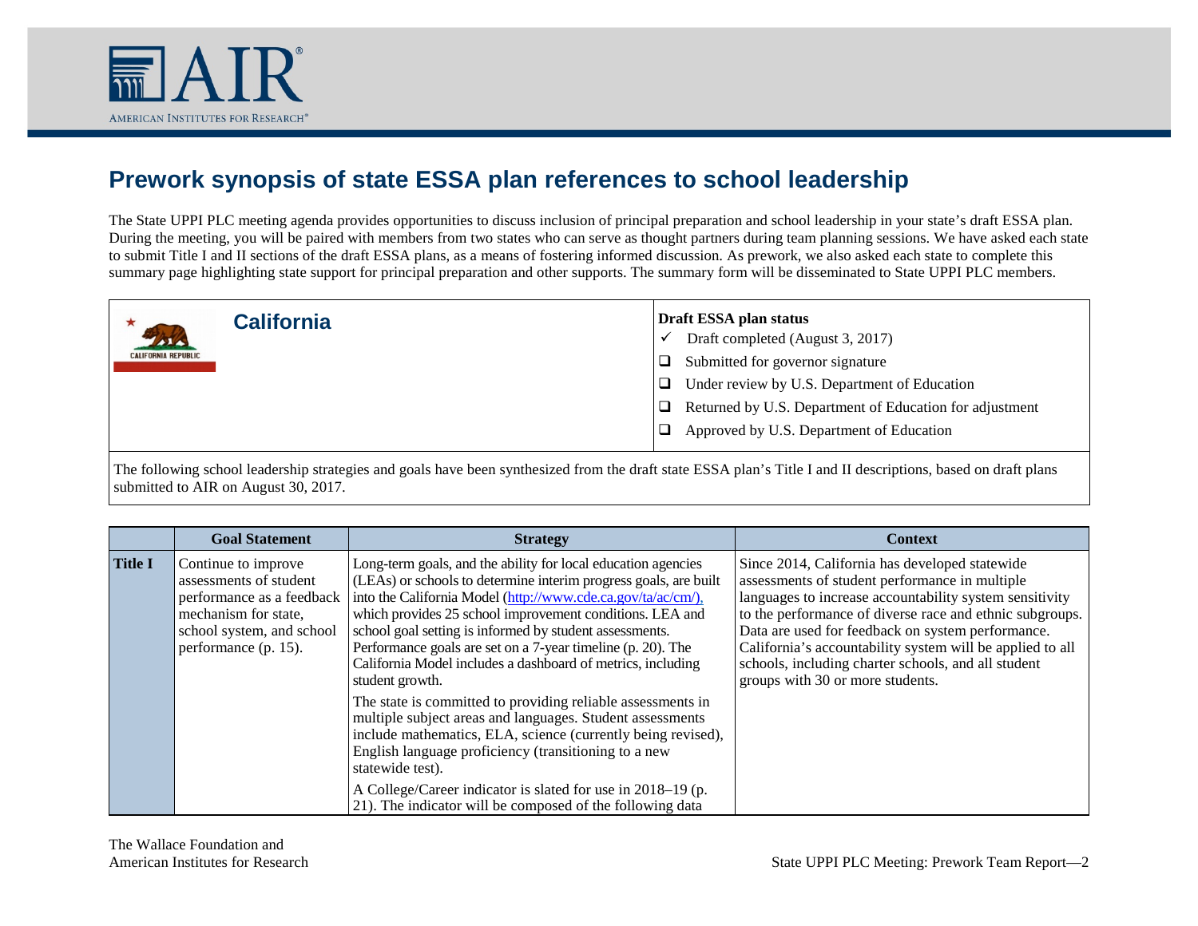# Prework synopsis of state ESSA plan references to school leadership

The State UPPI PLC meeting agenda provides opportunities to discuss inclusion of principal preparation and school leadership in your state's draft ESSA plan. During the meeting, you will be paired with members from two states who can serve as thought partners during team planning sessions. We have asked each state to submit Title I and II sections of the draft ESSA plans, as a means of fostering informed discussion. As prework, we also asked each state to complete this summary page highlighting state support for principal preparation and other supports. The summary form will be disseminated to State UPPI PLC members.

## California

**Draft ESSA plan status**

- ✓ Draft completed (August 3, 2017)
- ❑ Submitted for governor signature
- ❑ Under review by U.S. Department of Education
- ❑ Returned by U.S. Department of Education for adjustment
- ❑ Approved by U.S. Department of Education

The following school leadership strategies and goals have been synthesized from the draft state ESSA plan's Title I and II descriptions, based on draft plans submitted to AIR on August 30, 2017.

| | Goal Statement | Strategy | Context |
|---|---|---|---|
| **Title I** | Continue to improve assessments of student performance as a feedback mechanism for state, school system, and school performance (p. 15). | Long-term goals, and the ability for local education agencies (LEAs) or schools to determine interim progress goals, are built into the California Model (http://www.cde.ca.gov/ta/ac/cm/), which provides 25 school improvement conditions. LEA and school goal setting is informed by student assessments. Performance goals are set on a 7-year timeline (p. 20). The California Model includes a dashboard of metrics, including student growth.<br><br>The state is committed to providing reliable assessments in multiple subject areas and languages. Student assessments include mathematics, ELA, science (currently being revised), English language proficiency (transitioning to a new statewide test).<br><br>A College/Career indicator is slated for use in 2018–19 (p. 21). The indicator will be composed of the following data | Since 2014, California has developed statewide assessments of student performance in multiple languages to increase accountability system sensitivity to the performance of diverse race and ethnic subgroups. Data are used for feedback on system performance. California's accountability system will be applied to all schools, including charter schools, and all student groups with 30 or more students. |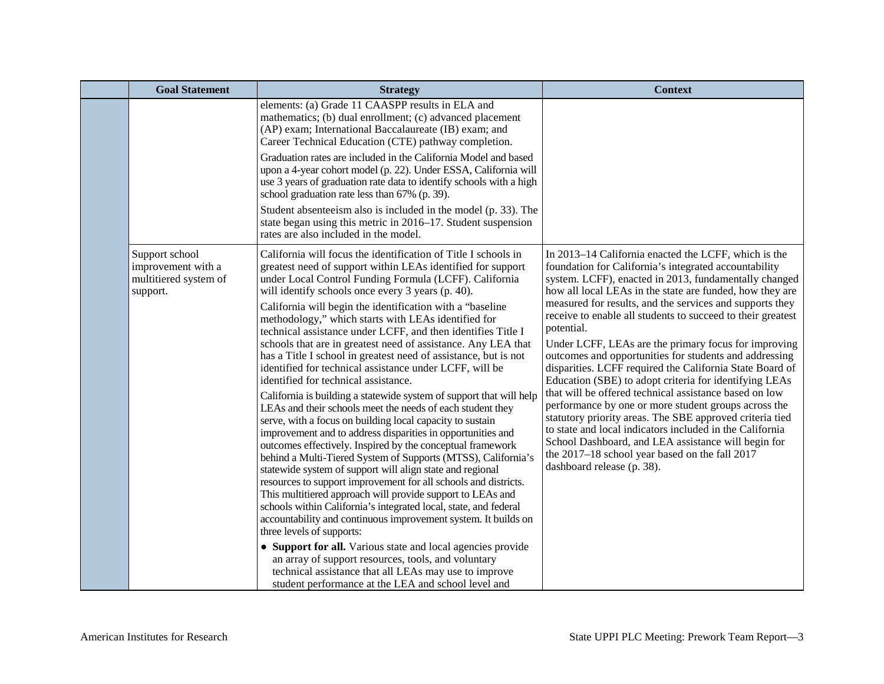| | Goal Statement | Strategy | Context |
|---|---|---|---|
| | | elements: (a) Grade 11 CAASPP results in ELA and mathematics; (b) dual enrollment; (c) advanced placement (AP) exam; International Baccalaureate (IB) exam; and Career Technical Education (CTE) pathway completion.<br><br>Graduation rates are included in the California Model and based upon a 4-year cohort model (p. 22). Under ESSA, California will use 3 years of graduation rate data to identify schools with a high school graduation rate less than 67% (p. 39).<br><br>Student absenteeism also is included in the model (p. 33). The state began using this metric in 2016–17. Student suspension rates are also included in the model. | |
| | Support school improvement with a multitiered system of support. | California will focus the identification of Title I schools in greatest need of support within LEAs identified for support under Local Control Funding Formula (LCFF). California will identify schools once every 3 years (p. 40).<br><br>California will begin the identification with a "baseline methodology," which starts with LEAs identified for technical assistance under LCFF, and then identifies Title I schools that are in greatest need of assistance. Any LEA that has a Title I school in greatest need of assistance, but is not identified for technical assistance under LCFF, will be identified for technical assistance.<br><br>California is building a statewide system of support that will help LEAs and their schools meet the needs of each student they serve, with a focus on building local capacity to sustain improvement and to address disparities in opportunities and outcomes effectively. Inspired by the conceptual framework behind a Multi-Tiered System of Supports (MTSS), California's statewide system of support will align state and regional resources to support improvement for all schools and districts. This multitiered approach will provide support to LEAs and schools within California's integrated local, state, and federal accountability and continuous improvement system. It builds on three levels of supports:<br><br>• **Support for all.** Various state and local agencies provide an array of support resources, tools, and voluntary technical assistance that all LEAs may use to improve student performance at the LEA and school level and | In 2013–14 California enacted the LCFF, which is the foundation for California's integrated accountability system. LCFF), enacted in 2013, fundamentally changed how all local LEAs in the state are funded, how they are measured for results, and the services and supports they receive to enable all students to succeed to their greatest potential.<br><br>Under LCFF, LEAs are the primary focus for improving outcomes and opportunities for students and addressing disparities. LCFF required the California State Board of Education (SBE) to adopt criteria for identifying LEAs that will be offered technical assistance based on low performance by one or more student groups across the statutory priority areas. The SBE approved criteria tied to state and local indicators included in the California School Dashboard, and LEA assistance will begin for the 2017–18 school year based on the fall 2017 dashboard release (p. 38). |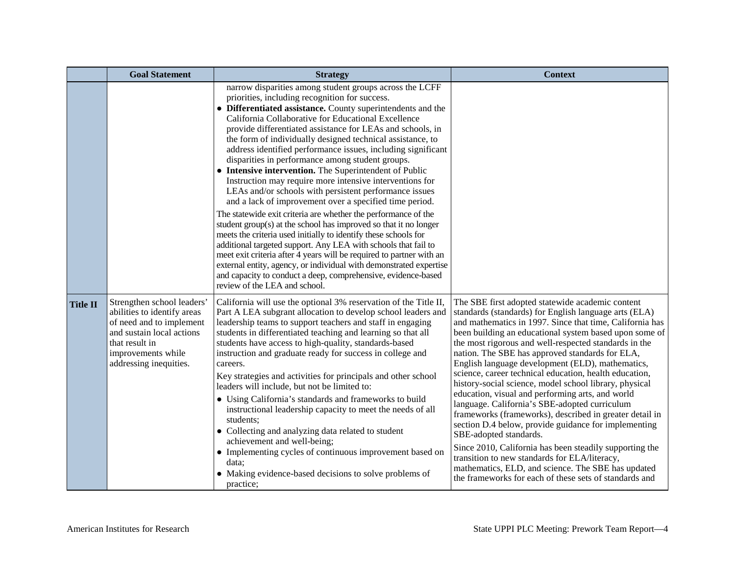| | Goal Statement | Strategy | Context |
|---|---|---|---|
| | | narrow disparities among student groups across the LCFF priorities, including recognition for success.<br>• **Differentiated assistance.** County superintendents and the California Collaborative for Educational Excellence provide differentiated assistance for LEAs and schools, in the form of individually designed technical assistance, to address identified performance issues, including significant disparities in performance among student groups.<br>• **Intensive intervention.** The Superintendent of Public Instruction may require more intensive interventions for LEAs and/or schools with persistent performance issues and a lack of improvement over a specified time period.<br>The statewide exit criteria are whether the performance of the student group(s) at the school has improved so that it no longer meets the criteria used initially to identify these schools for additional targeted support. Any LEA with schools that fail to meet exit criteria after 4 years will be required to partner with an external entity, agency, or individual with demonstrated expertise and capacity to conduct a deep, comprehensive, evidence-based review of the LEA and school. | |
| **Title II** | Strengthen school leaders' abilities to identify areas of need and to implement and sustain local actions that result in improvements while addressing inequities. | California will use the optional 3% reservation of the Title II, Part A LEA subgrant allocation to develop school leaders and leadership teams to support teachers and staff in engaging students in differentiated teaching and learning so that all students have access to high-quality, standards-based instruction and graduate ready for success in college and careers.<br>Key strategies and activities for principals and other school leaders will include, but not be limited to:<br>• Using California's standards and frameworks to build instructional leadership capacity to meet the needs of all students;<br>• Collecting and analyzing data related to student achievement and well-being;<br>• Implementing cycles of continuous improvement based on data;<br>• Making evidence-based decisions to solve problems of practice; | The SBE first adopted statewide academic content standards (standards) for English language arts (ELA) and mathematics in 1997. Since that time, California has been building an educational system based upon some of the most rigorous and well-respected standards in the nation. The SBE has approved standards for ELA, English language development (ELD), mathematics, science, career technical education, health education, history-social science, model school library, physical education, visual and performing arts, and world language. California's SBE-adopted curriculum frameworks (frameworks), described in greater detail in section D.4 below, provide guidance for implementing SBE-adopted standards.<br>Since 2010, California has been steadily supporting the transition to new standards for ELA/literacy, mathematics, ELD, and science. The SBE has updated the frameworks for each of these sets of standards and |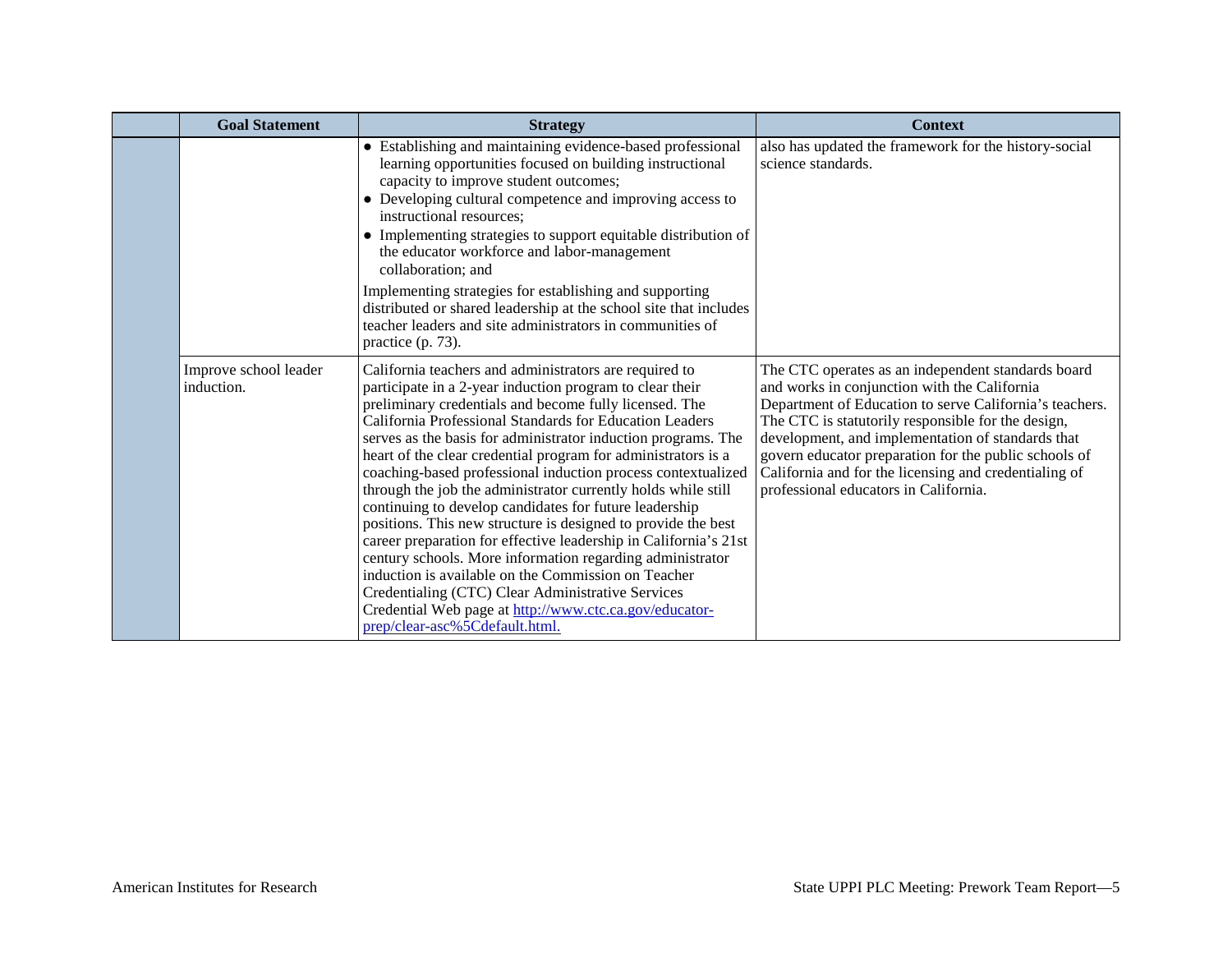| | Goal Statement | Strategy | Context |
|---|---|---|---|
| | | • Establishing and maintaining evidence-based professional learning opportunities focused on building instructional capacity to improve student outcomes;<br>• Developing cultural competence and improving access to instructional resources;<br>• Implementing strategies to support equitable distribution of the educator workforce and labor-management collaboration; and<br>Implementing strategies for establishing and supporting distributed or shared leadership at the school site that includes teacher leaders and site administrators in communities of practice (p. 73). | also has updated the framework for the history-social science standards. |
| | Improve school leader induction. | California teachers and administrators are required to participate in a 2-year induction program to clear their preliminary credentials and become fully licensed. The California Professional Standards for Education Leaders serves as the basis for administrator induction programs. The heart of the clear credential program for administrators is a coaching-based professional induction process contextualized through the job the administrator currently holds while still continuing to develop candidates for future leadership positions. This new structure is designed to provide the best career preparation for effective leadership in California's 21st century schools. More information regarding administrator induction is available on the Commission on Teacher Credentialing (CTC) Clear Administrative Services Credential Web page at [http://www.ctc.ca.gov/educator-prep/clear-asc%5Cdefault.html.](http://www.ctc.ca.gov/educator-prep/clear-asc%5Cdefault.html) | The CTC operates as an independent standards board and works in conjunction with the California Department of Education to serve California's teachers. The CTC is statutorily responsible for the design, development, and implementation of standards that govern educator preparation for the public schools of California and for the licensing and credentialing of professional educators in California. |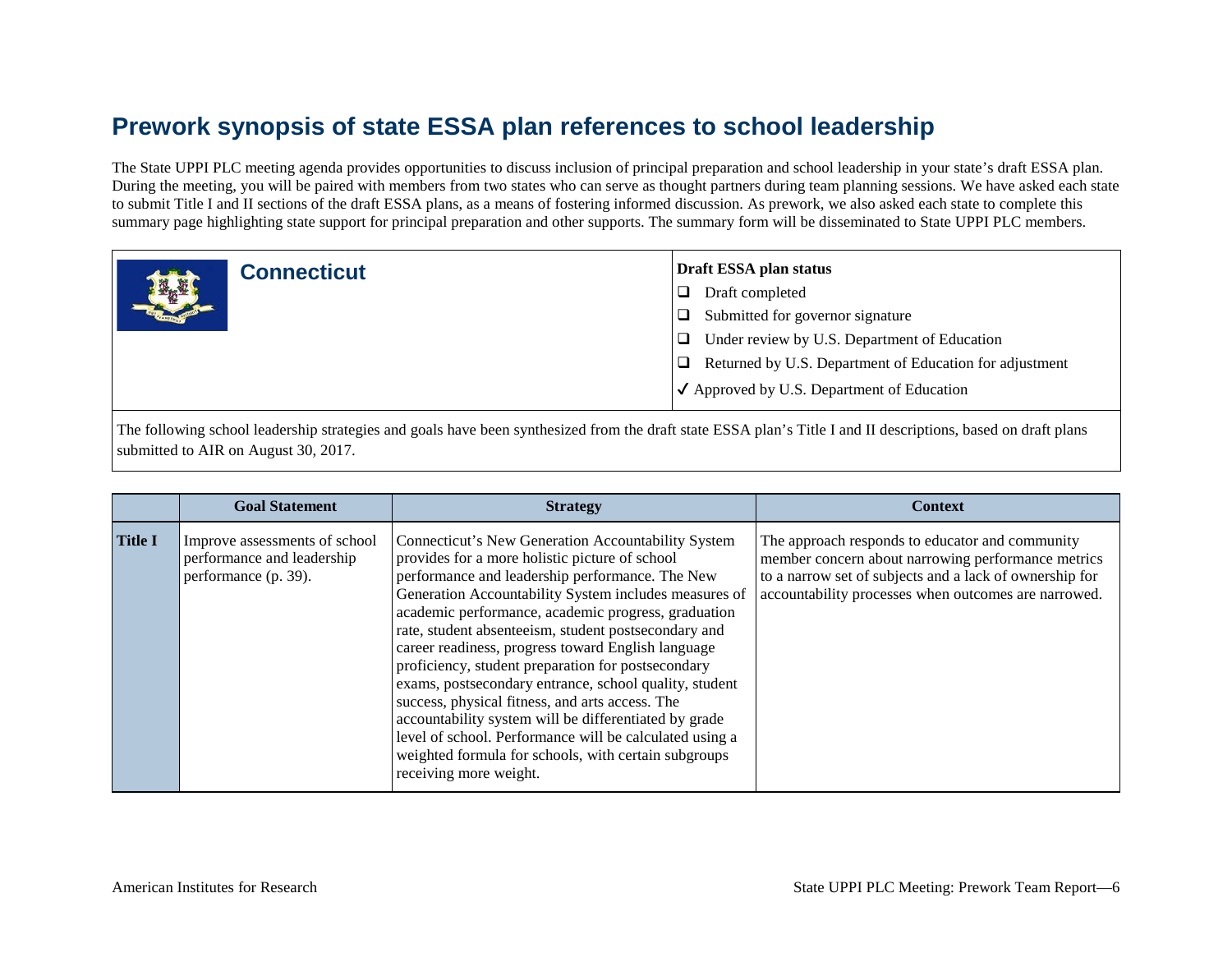# Prework synopsis of state ESSA plan references to school leadership

The State UPPI PLC meeting agenda provides opportunities to discuss inclusion of principal preparation and school leadership in your state's draft ESSA plan. During the meeting, you will be paired with members from two states who can serve as thought partners during team planning sessions. We have asked each state to submit Title I and II sections of the draft ESSA plans, as a means of fostering informed discussion. As prework, we also asked each state to complete this summary page highlighting state support for principal preparation and other supports. The summary form will be disseminated to State UPPI PLC members.

## Connecticut

**Draft ESSA plan status**

- ❑ Draft completed
- ❑ Submitted for governor signature
- ❑ Under review by U.S. Department of Education
- ❑ Returned by U.S. Department of Education for adjustment
- ✓ Approved by U.S. Department of Education

The following school leadership strategies and goals have been synthesized from the draft state ESSA plan's Title I and II descriptions, based on draft plans submitted to AIR on August 30, 2017.

| | Goal Statement | Strategy | Context |
|---|---|---|---|
| **Title I** | Improve assessments of school performance and leadership performance (p. 39). | Connecticut's New Generation Accountability System provides for a more holistic picture of school performance and leadership performance. The New Generation Accountability System includes measures of academic performance, academic progress, graduation rate, student absenteeism, student postsecondary and career readiness, progress toward English language proficiency, student preparation for postsecondary exams, postsecondary entrance, school quality, student success, physical fitness, and arts access. The accountability system will be differentiated by grade level of school. Performance will be calculated using a weighted formula for schools, with certain subgroups receiving more weight. | The approach responds to educator and community member concern about narrowing performance metrics to a narrow set of subjects and a lack of ownership for accountability processes when outcomes are narrowed. |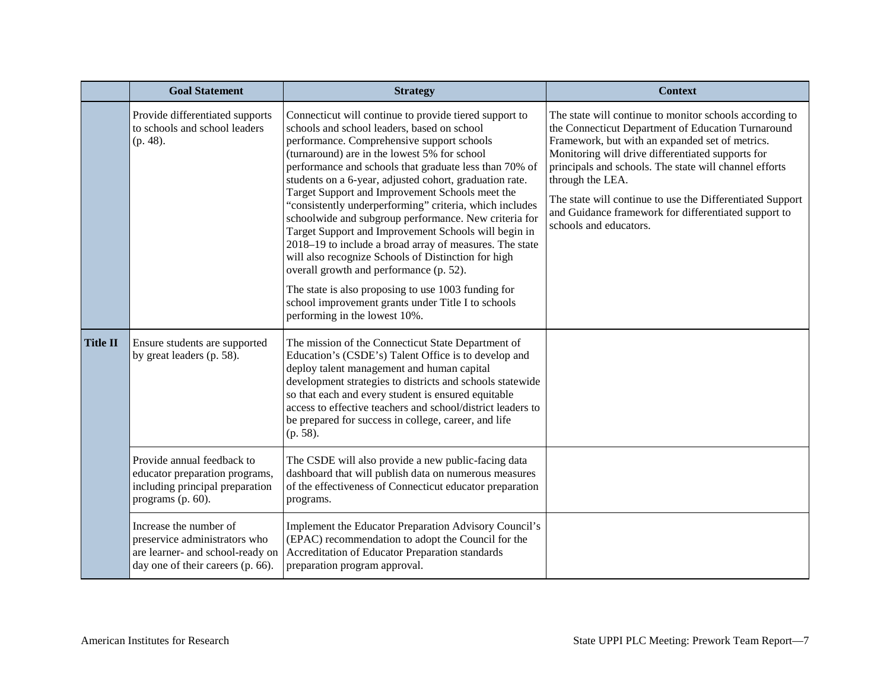| | Goal Statement | Strategy | Context |
|---|---|---|---|
| | Provide differentiated supports to schools and school leaders (p. 48). | Connecticut will continue to provide tiered support to schools and school leaders, based on school performance. Comprehensive support schools (turnaround) are in the lowest 5% for school performance and schools that graduate less than 70% of students on a 6-year, adjusted cohort, graduation rate. Target Support and Improvement Schools meet the "consistently underperforming" criteria, which includes schoolwide and subgroup performance. New criteria for Target Support and Improvement Schools will begin in 2018–19 to include a broad array of measures. The state will also recognize Schools of Distinction for high overall growth and performance (p. 52).<br><br>The state is also proposing to use 1003 funding for school improvement grants under Title I to schools performing in the lowest 10%. | The state will continue to monitor schools according to the Connecticut Department of Education Turnaround Framework, but with an expanded set of metrics. Monitoring will drive differentiated supports for principals and schools. The state will channel efforts through the LEA.<br><br>The state will continue to use the Differentiated Support and Guidance framework for differentiated support to schools and educators. |
| **Title II** | Ensure students are supported by great leaders (p. 58). | The mission of the Connecticut State Department of Education's (CSDE's) Talent Office is to develop and deploy talent management and human capital development strategies to districts and schools statewide so that each and every student is ensured equitable access to effective teachers and school/district leaders to be prepared for success in college, career, and life (p. 58). | |
| | Provide annual feedback to educator preparation programs, including principal preparation programs (p. 60). | The CSDE will also provide a new public-facing data dashboard that will publish data on numerous measures of the effectiveness of Connecticut educator preparation programs. | |
| | Increase the number of preservice administrators who are learner- and school-ready on day one of their careers (p. 66). | Implement the Educator Preparation Advisory Council's (EPAC) recommendation to adopt the Council for the Accreditation of Educator Preparation standards preparation program approval. | |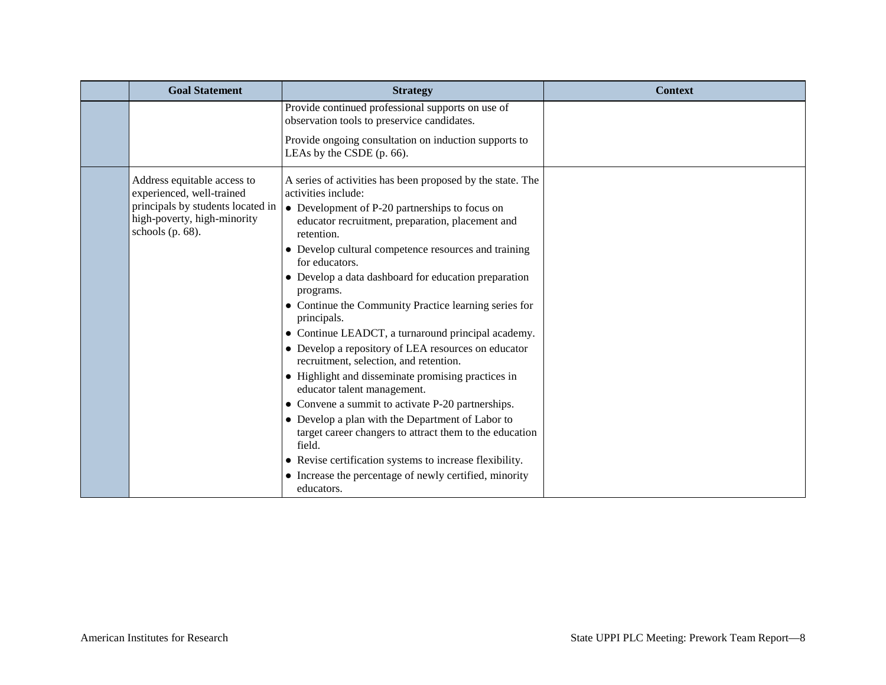| | Goal Statement | Strategy | Context |
|---|---|---|---|
| | | Provide continued professional supports on use of observation tools to preservice candidates.<br><br>Provide ongoing consultation on induction supports to LEAs by the CSDE (p. 66). | |
| | Address equitable access to experienced, well-trained principals by students located in high-poverty, high-minority schools (p. 68). | A series of activities has been proposed by the state. The activities include:<br>• Development of P-20 partnerships to focus on educator recruitment, preparation, placement and retention.<br>• Develop cultural competence resources and training for educators.<br>• Develop a data dashboard for education preparation programs.<br>• Continue the Community Practice learning series for principals.<br>• Continue LEADCT, a turnaround principal academy.<br>• Develop a repository of LEA resources on educator recruitment, selection, and retention.<br>• Highlight and disseminate promising practices in educator talent management.<br>• Convene a summit to activate P-20 partnerships.<br>• Develop a plan with the Department of Labor to target career changers to attract them to the education field.<br>• Revise certification systems to increase flexibility.<br>• Increase the percentage of newly certified, minority educators. | |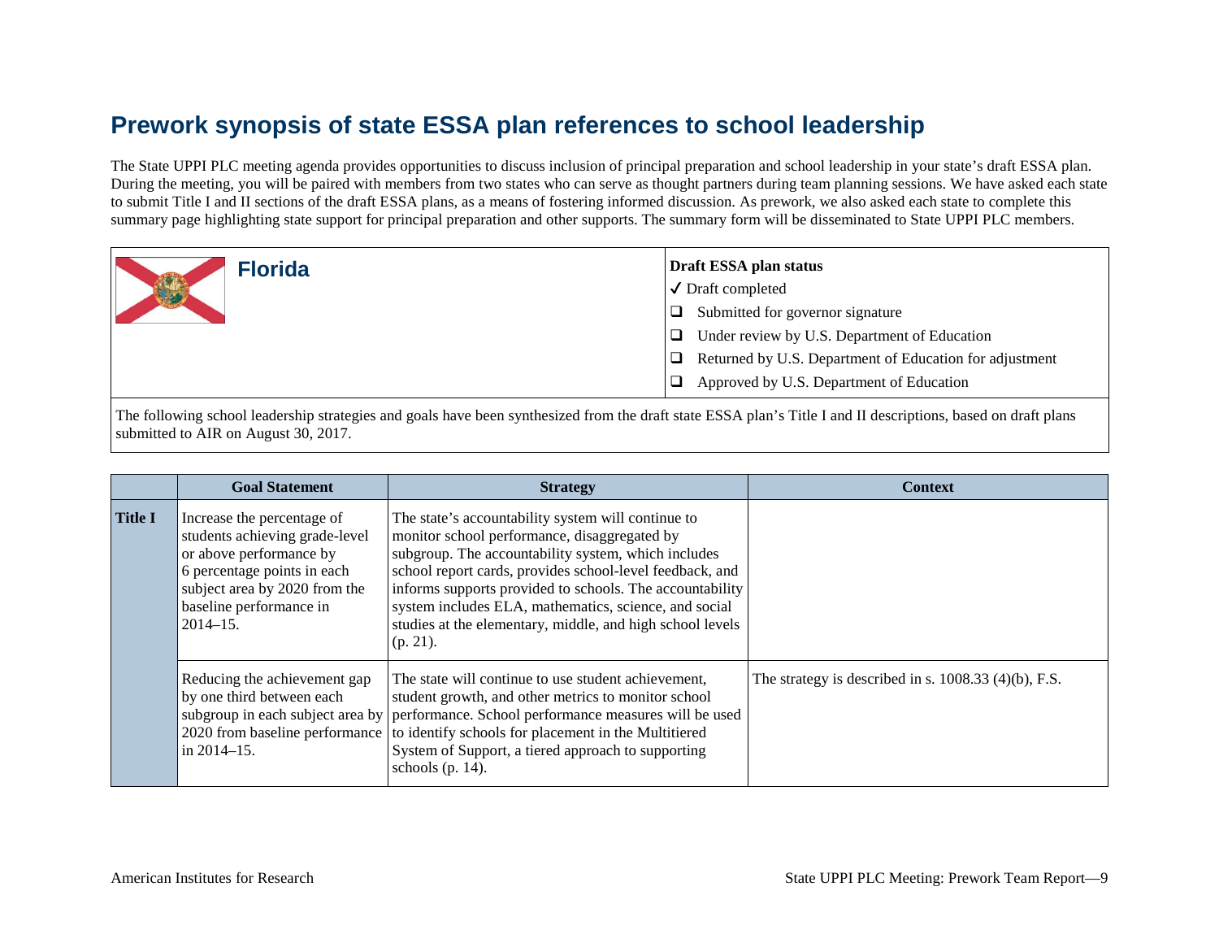# Prework synopsis of state ESSA plan references to school leadership

The State UPPI PLC meeting agenda provides opportunities to discuss inclusion of principal preparation and school leadership in your state's draft ESSA plan. During the meeting, you will be paired with members from two states who can serve as thought partners during team planning sessions. We have asked each state to submit Title I and II sections of the draft ESSA plans, as a means of fostering informed discussion. As prework, we also asked each state to complete this summary page highlighting state support for principal preparation and other supports. The summary form will be disseminated to State UPPI PLC members.

| **Florida** | **Draft ESSA plan status** |
|---|---|
| | ✓ Draft completed |
| | ❑ Submitted for governor signature |
| | ❑ Under review by U.S. Department of Education |
| | ❑ Returned by U.S. Department of Education for adjustment |
| | ❑ Approved by U.S. Department of Education |

The following school leadership strategies and goals have been synthesized from the draft state ESSA plan's Title I and II descriptions, based on draft plans submitted to AIR on August 30, 2017.

| | Goal Statement | Strategy | Context |
|---|---|---|---|
| **Title I** | Increase the percentage of students achieving grade-level or above performance by 6 percentage points in each subject area by 2020 from the baseline performance in 2014–15. | The state's accountability system will continue to monitor school performance, disaggregated by subgroup. The accountability system, which includes school report cards, provides school-level feedback, and informs supports provided to schools. The accountability system includes ELA, mathematics, science, and social studies at the elementary, middle, and high school levels (p. 21). | |
| | Reducing the achievement gap by one third between each subgroup in each subject area by 2020 from baseline performance in 2014–15. | The state will continue to use student achievement, student growth, and other metrics to monitor school performance. School performance measures will be used to identify schools for placement in the Multitiered System of Support, a tiered approach to supporting schools (p. 14). | The strategy is described in s. 1008.33 (4)(b), F.S. |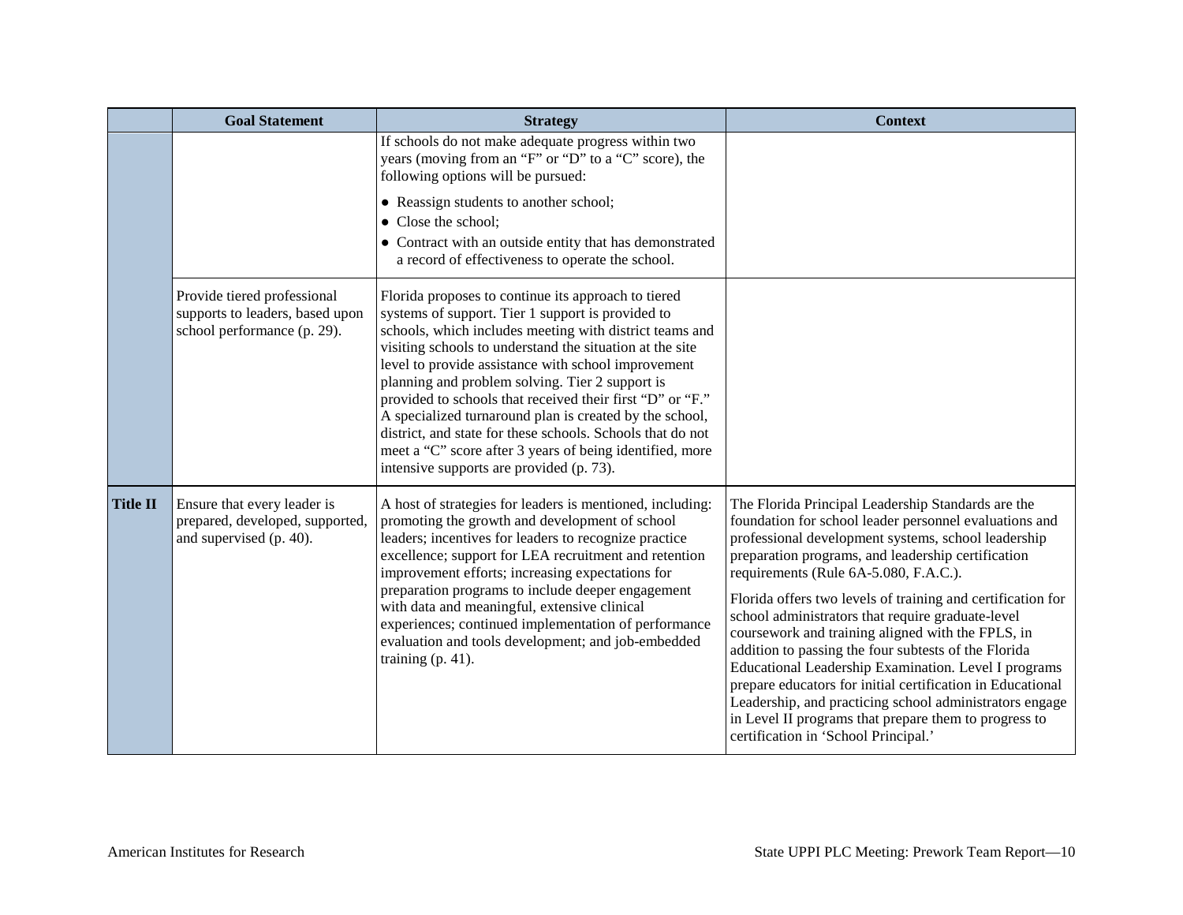| | Goal Statement | Strategy | Context |
|---|---|---|---|
| | | If schools do not make adequate progress within two years (moving from an "F" or "D" to a "C" score), the following options will be pursued:<br>• Reassign students to another school;<br>• Close the school;<br>• Contract with an outside entity that has demonstrated a record of effectiveness to operate the school. | |
| | Provide tiered professional supports to leaders, based upon school performance (p. 29). | Florida proposes to continue its approach to tiered systems of support. Tier 1 support is provided to schools, which includes meeting with district teams and visiting schools to understand the situation at the site level to provide assistance with school improvement planning and problem solving. Tier 2 support is provided to schools that received their first "D" or "F." A specialized turnaround plan is created by the school, district, and state for these schools. Schools that do not meet a "C" score after 3 years of being identified, more intensive supports are provided (p. 73). | |
| **Title II** | Ensure that every leader is prepared, developed, supported, and supervised (p. 40). | A host of strategies for leaders is mentioned, including: promoting the growth and development of school leaders; incentives for leaders to recognize practice excellence; support for LEA recruitment and retention improvement efforts; increasing expectations for preparation programs to include deeper engagement with data and meaningful, extensive clinical experiences; continued implementation of performance evaluation and tools development; and job-embedded training (p. 41). | The Florida Principal Leadership Standards are the foundation for school leader personnel evaluations and professional development systems, school leadership preparation programs, and leadership certification requirements (Rule 6A-5.080, F.A.C.).<br><br>Florida offers two levels of training and certification for school administrators that require graduate-level coursework and training aligned with the FPLS, in addition to passing the four subtests of the Florida Educational Leadership Examination. Level I programs prepare educators for initial certification in Educational Leadership, and practicing school administrators engage in Level II programs that prepare them to progress to certification in 'School Principal.' |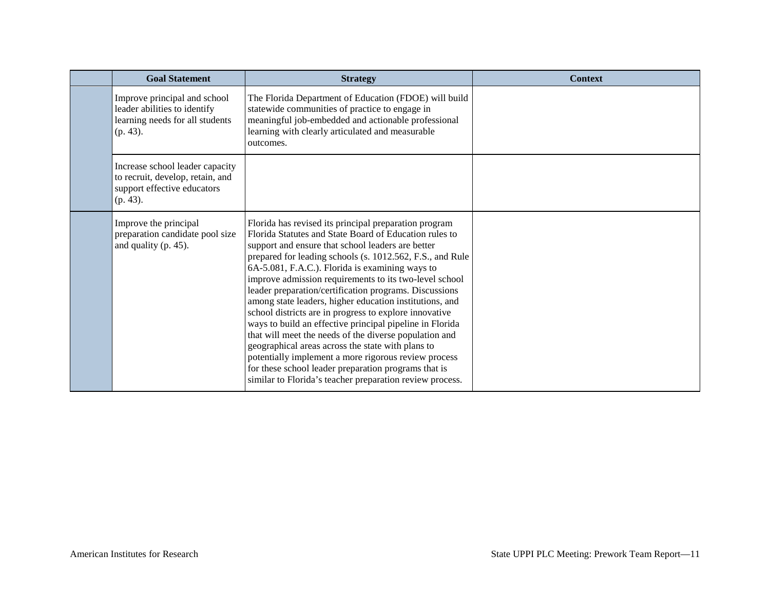| | Goal Statement | Strategy | Context |
|---|---|---|---|
| | Improve principal and school leader abilities to identify learning needs for all students (p. 43). | The Florida Department of Education (FDOE) will build statewide communities of practice to engage in meaningful job-embedded and actionable professional learning with clearly articulated and measurable outcomes. | |
| | Increase school leader capacity to recruit, develop, retain, and support effective educators (p. 43). | | |
| | Improve the principal preparation candidate pool size and quality (p. 45). | Florida has revised its principal preparation program Florida Statutes and State Board of Education rules to support and ensure that school leaders are better prepared for leading schools (s. 1012.562, F.S., and Rule 6A-5.081, F.A.C.). Florida is examining ways to improve admission requirements to its two-level school leader preparation/certification programs. Discussions among state leaders, higher education institutions, and school districts are in progress to explore innovative ways to build an effective principal pipeline in Florida that will meet the needs of the diverse population and geographical areas across the state with plans to potentially implement a more rigorous review process for these school leader preparation programs that is similar to Florida's teacher preparation review process. | |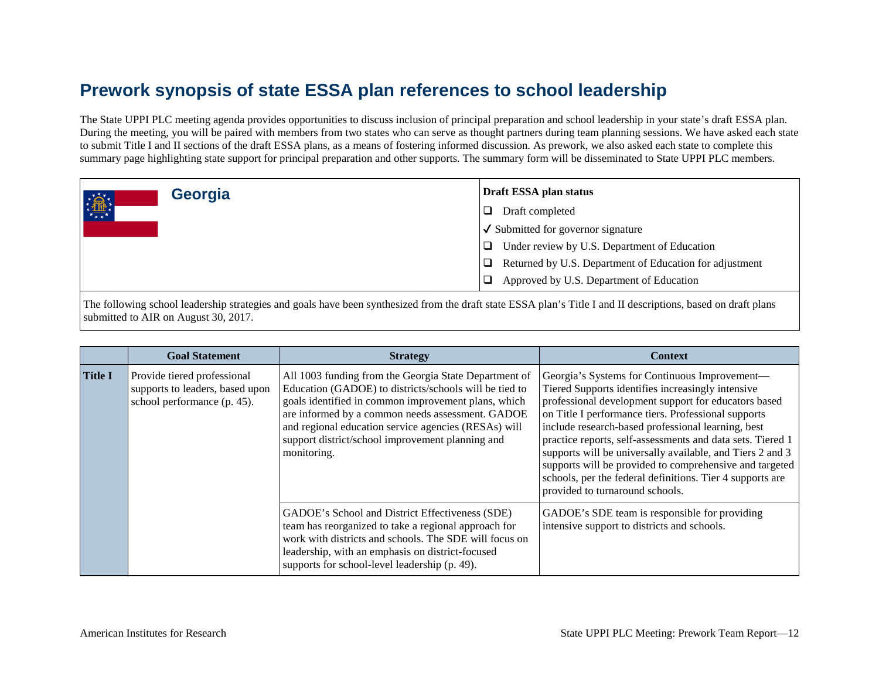# Prework synopsis of state ESSA plan references to school leadership

The State UPPI PLC meeting agenda provides opportunities to discuss inclusion of principal preparation and school leadership in your state's draft ESSA plan. During the meeting, you will be paired with members from two states who can serve as thought partners during team planning sessions. We have asked each state to submit Title I and II sections of the draft ESSA plans, as a means of fostering informed discussion. As prework, we also asked each state to complete this summary page highlighting state support for principal preparation and other supports. The summary form will be disseminated to State UPPI PLC members.

## Georgia

**Draft ESSA plan status**

- ❑ Draft completed
- ✓ Submitted for governor signature
- ❑ Under review by U.S. Department of Education
- ❑ Returned by U.S. Department of Education for adjustment
- ❑ Approved by U.S. Department of Education

The following school leadership strategies and goals have been synthesized from the draft state ESSA plan's Title I and II descriptions, based on draft plans submitted to AIR on August 30, 2017.

| | Goal Statement | Strategy | Context |
|---|---|---|---|
| **Title I** | Provide tiered professional supports to leaders, based upon school performance (p. 45). | All 1003 funding from the Georgia State Department of Education (GADOE) to districts/schools will be tied to goals identified in common improvement plans, which are informed by a common needs assessment. GADOE and regional education service agencies (RESAs) will support district/school improvement planning and monitoring. | Georgia's Systems for Continuous Improvement—Tiered Supports identifies increasingly intensive professional development support for educators based on Title I performance tiers. Professional supports include research-based professional learning, best practice reports, self-assessments and data sets. Tiered 1 supports will be universally available, and Tiers 2 and 3 supports will be provided to comprehensive and targeted schools, per the federal definitions. Tier 4 supports are provided to turnaround schools. |
| | | GADOE's School and District Effectiveness (SDE) team has reorganized to take a regional approach for work with districts and schools. The SDE will focus on leadership, with an emphasis on district-focused supports for school-level leadership (p. 49). | GADOE's SDE team is responsible for providing intensive support to districts and schools. |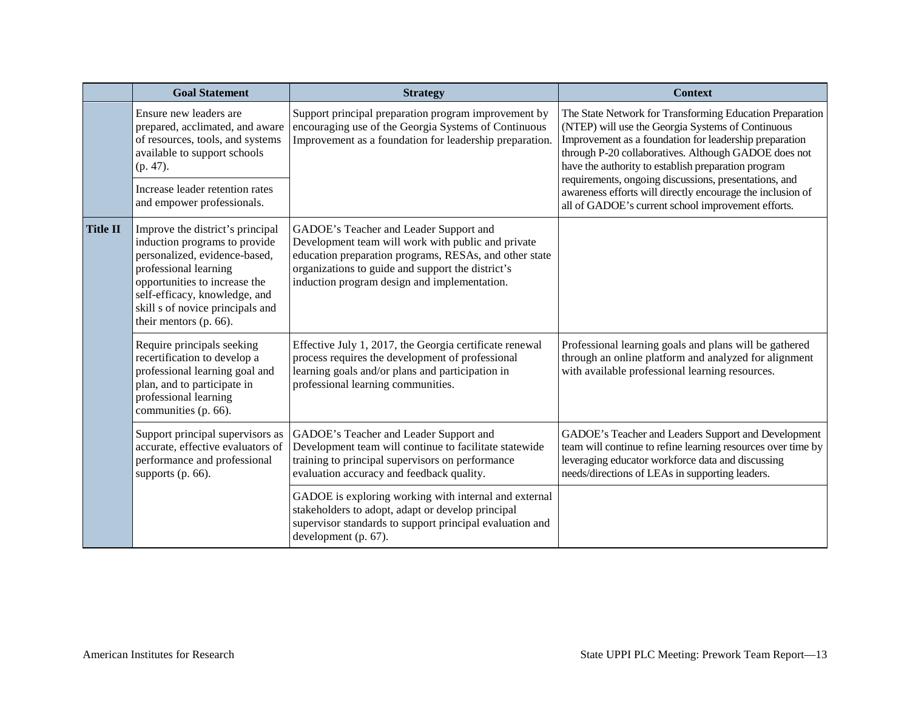| | Goal Statement | Strategy | Context |
|---|---|---|---|
| | Ensure new leaders are prepared, acclimated, and aware of resources, tools, and systems available to support schools (p. 47). | Support principal preparation program improvement by encouraging use of the Georgia Systems of Continuous Improvement as a foundation for leadership preparation. | The State Network for Transforming Education Preparation (NTEP) will use the Georgia Systems of Continuous Improvement as a foundation for leadership preparation through P-20 collaboratives. Although GADOE does not have the authority to establish preparation program requirements, ongoing discussions, presentations, and awareness efforts will directly encourage the inclusion of all of GADOE's current school improvement efforts. |
| | Increase leader retention rates and empower professionals. | | |
| **Title II** | Improve the district's principal induction programs to provide personalized, evidence-based, professional learning opportunities to increase the self-efficacy, knowledge, and skill s of novice principals and their mentors (p. 66). | GADOE's Teacher and Leader Support and Development team will work with public and private education preparation programs, RESAs, and other state organizations to guide and support the district's induction program design and implementation. | |
| | Require principals seeking recertification to develop a professional learning goal and plan, and to participate in professional learning communities (p. 66). | Effective July 1, 2017, the Georgia certificate renewal process requires the development of professional learning goals and/or plans and participation in professional learning communities. | Professional learning goals and plans will be gathered through an online platform and analyzed for alignment with available professional learning resources. |
| | Support principal supervisors as accurate, effective evaluators of performance and professional supports (p. 66). | GADOE's Teacher and Leader Support and Development team will continue to facilitate statewide training to principal supervisors on performance evaluation accuracy and feedback quality. | GADOE's Teacher and Leaders Support and Development team will continue to refine learning resources over time by leveraging educator workforce data and discussing needs/directions of LEAs in supporting leaders. |
| | | GADOE is exploring working with internal and external stakeholders to adopt, adapt or develop principal supervisor standards to support principal evaluation and development (p. 67). | |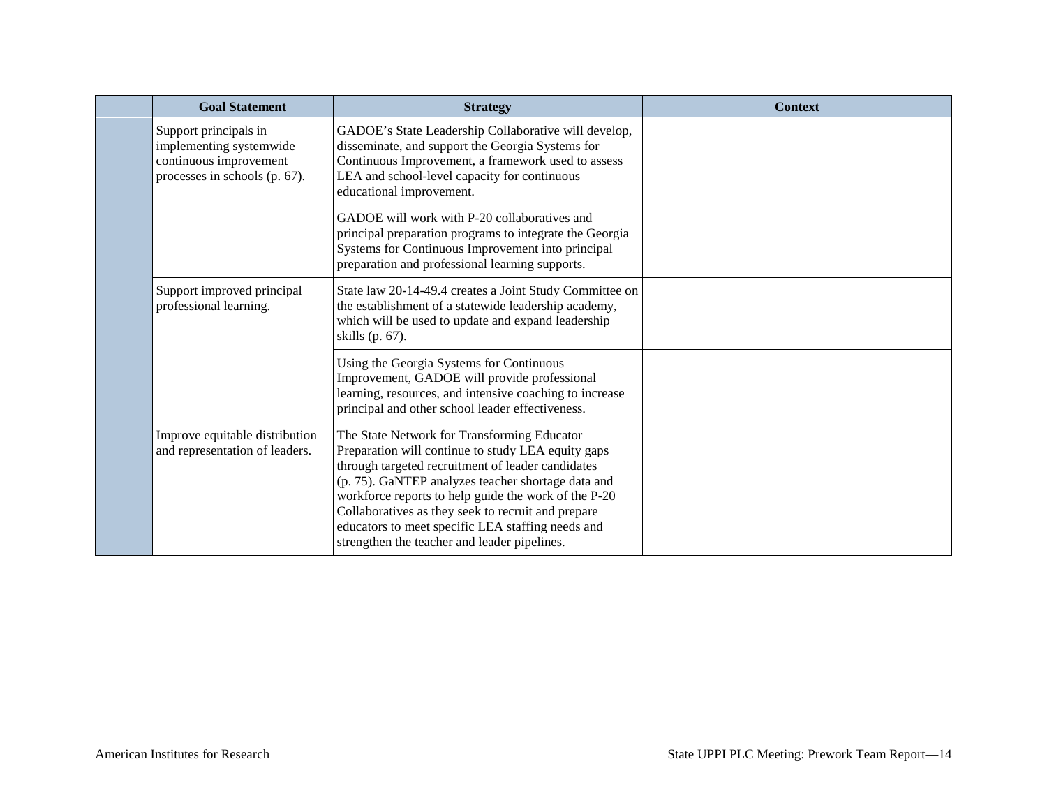| | Goal Statement | Strategy | Context |
|---|---|---|---|
| | Support principals in implementing systemwide continuous improvement processes in schools (p. 67). | GADOE's State Leadership Collaborative will develop, disseminate, and support the Georgia Systems for Continuous Improvement, a framework used to assess LEA and school-level capacity for continuous educational improvement. | |
| | | GADOE will work with P-20 collaboratives and principal preparation programs to integrate the Georgia Systems for Continuous Improvement into principal preparation and professional learning supports. | |
| | Support improved principal professional learning. | State law 20-14-49.4 creates a Joint Study Committee on the establishment of a statewide leadership academy, which will be used to update and expand leadership skills (p. 67). | |
| | | Using the Georgia Systems for Continuous Improvement, GADOE will provide professional learning, resources, and intensive coaching to increase principal and other school leader effectiveness. | |
| | Improve equitable distribution and representation of leaders. | The State Network for Transforming Educator Preparation will continue to study LEA equity gaps through targeted recruitment of leader candidates (p. 75). GaNTEP analyzes teacher shortage data and workforce reports to help guide the work of the P-20 Collaboratives as they seek to recruit and prepare educators to meet specific LEA staffing needs and strengthen the teacher and leader pipelines. | |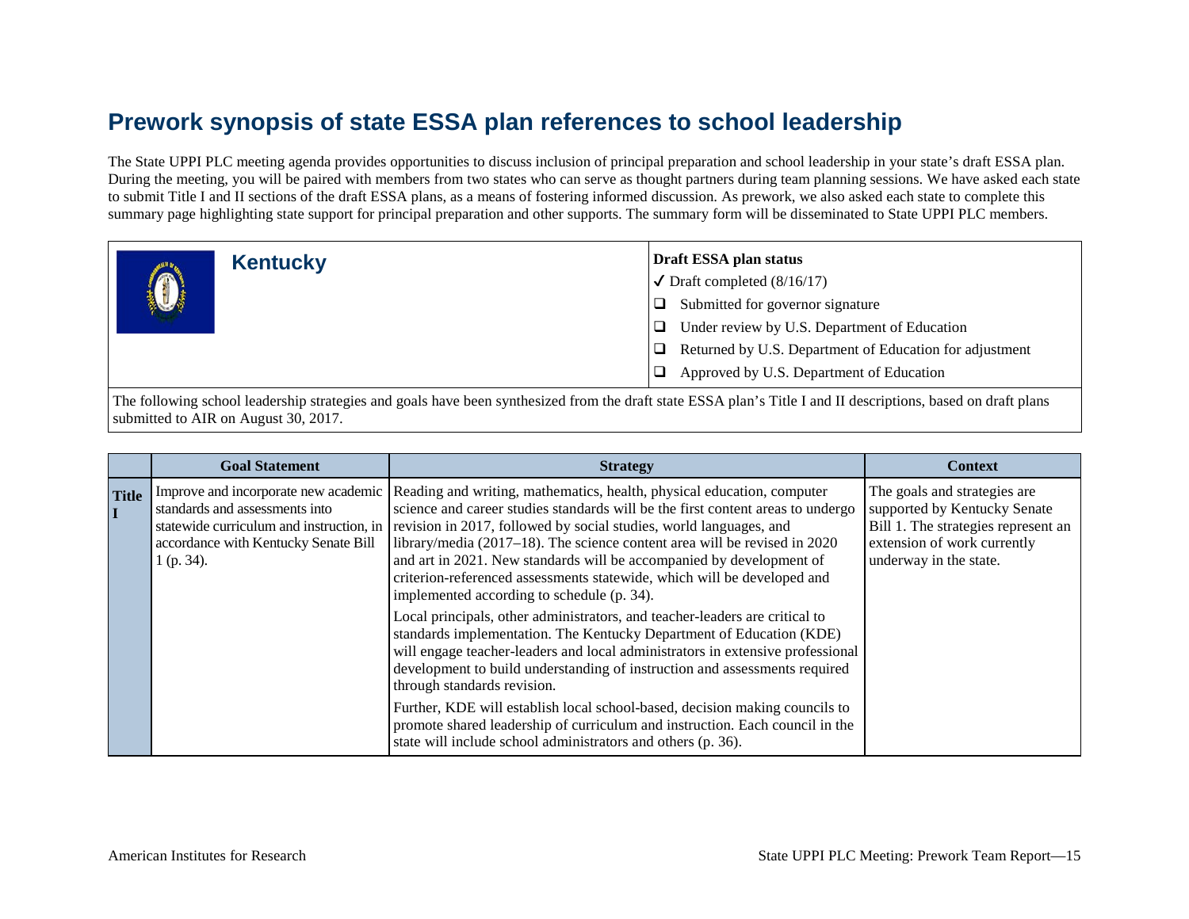# Prework synopsis of state ESSA plan references to school leadership

The State UPPI PLC meeting agenda provides opportunities to discuss inclusion of principal preparation and school leadership in your state's draft ESSA plan. During the meeting, you will be paired with members from two states who can serve as thought partners during team planning sessions. We have asked each state to submit Title I and II sections of the draft ESSA plans, as a means of fostering informed discussion. As prework, we also asked each state to complete this summary page highlighting state support for principal preparation and other supports. The summary form will be disseminated to State UPPI PLC members.

| **Kentucky** | **Draft ESSA plan status** |
|---|---|
| | ✓ Draft completed (8/16/17) |
| | ❑ Submitted for governor signature |
| | ❑ Under review by U.S. Department of Education |
| | ❑ Returned by U.S. Department of Education for adjustment |
| | ❑ Approved by U.S. Department of Education |

The following school leadership strategies and goals have been synthesized from the draft state ESSA plan's Title I and II descriptions, based on draft plans submitted to AIR on August 30, 2017.

| | Goal Statement | Strategy | Context |
|---|---|---|---|
| **Title I** | Improve and incorporate new academic standards and assessments into statewide curriculum and instruction, in accordance with Kentucky Senate Bill 1 (p. 34). | Reading and writing, mathematics, health, physical education, computer science and career studies standards will be the first content areas to undergo revision in 2017, followed by social studies, world languages, and library/media (2017–18). The science content area will be revised in 2020 and art in 2021. New standards will be accompanied by development of criterion-referenced assessments statewide, which will be developed and implemented according to schedule (p. 34).<br><br>Local principals, other administrators, and teacher-leaders are critical to standards implementation. The Kentucky Department of Education (KDE) will engage teacher-leaders and local administrators in extensive professional development to build understanding of instruction and assessments required through standards revision.<br><br>Further, KDE will establish local school-based, decision making councils to promote shared leadership of curriculum and instruction. Each council in the state will include school administrators and others (p. 36). | The goals and strategies are supported by Kentucky Senate Bill 1. The strategies represent an extension of work currently underway in the state. |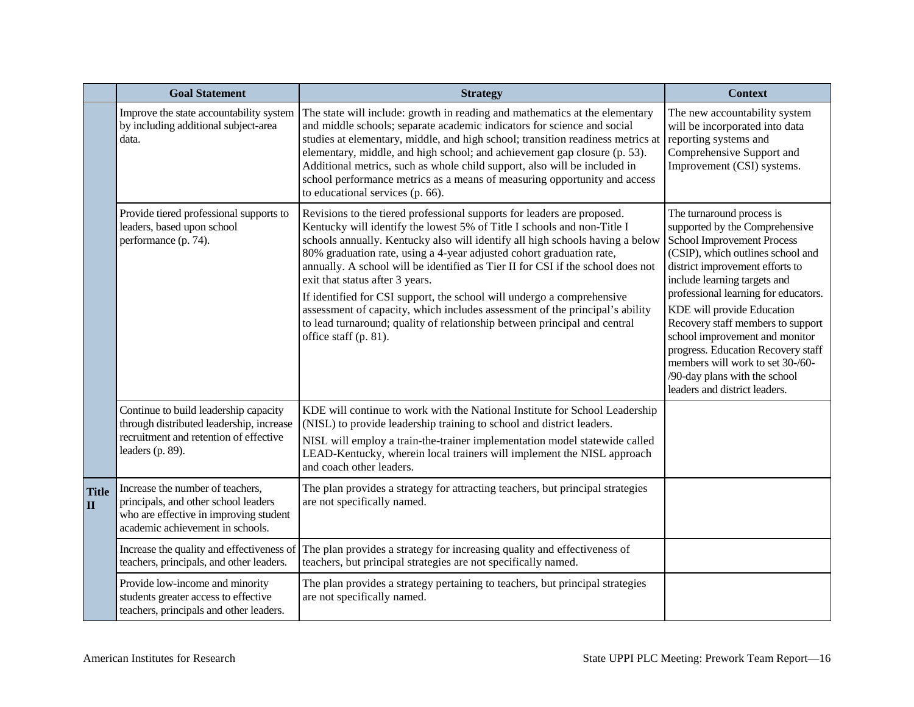| | Goal Statement | Strategy | Context |
|---|---|---|---|
| | Improve the state accountability system by including additional subject-area data. | The state will include: growth in reading and mathematics at the elementary and middle schools; separate academic indicators for science and social studies at elementary, middle, and high school; transition readiness metrics at elementary, middle, and high school; and achievement gap closure (p. 53). Additional metrics, such as whole child support, also will be included in school performance metrics as a means of measuring opportunity and access to educational services (p. 66). | The new accountability system will be incorporated into data reporting systems and Comprehensive Support and Improvement (CSI) systems. |
| | Provide tiered professional supports to leaders, based upon school performance (p. 74). | Revisions to the tiered professional supports for leaders are proposed. Kentucky will identify the lowest 5% of Title I schools and non-Title I schools annually. Kentucky also will identify all high schools having a below 80% graduation rate, using a 4-year adjusted cohort graduation rate, annually. A school will be identified as Tier II for CSI if the school does not exit that status after 3 years.<br><br>If identified for CSI support, the school will undergo a comprehensive assessment of capacity, which includes assessment of the principal's ability to lead turnaround; quality of relationship between principal and central office staff (p. 81). | The turnaround process is supported by the Comprehensive School Improvement Process (CSIP), which outlines school and district improvement efforts to include learning targets and professional learning for educators.<br><br>KDE will provide Education Recovery staff members to support school improvement and monitor progress. Education Recovery staff members will work to set 30-/60-/90-day plans with the school leaders and district leaders. |
| | Continue to build leadership capacity through distributed leadership, increase recruitment and retention of effective leaders (p. 89). | KDE will continue to work with the National Institute for School Leadership (NISL) to provide leadership training to school and district leaders.<br><br>NISL will employ a train-the-trainer implementation model statewide called LEAD-Kentucky, wherein local trainers will implement the NISL approach and coach other leaders. | |
| **Title II** | Increase the number of teachers, principals, and other school leaders who are effective in improving student academic achievement in schools. | The plan provides a strategy for attracting teachers, but principal strategies are not specifically named. | |
| | Increase the quality and effectiveness of teachers, principals, and other leaders. | The plan provides a strategy for increasing quality and effectiveness of teachers, but principal strategies are not specifically named. | |
| | Provide low-income and minority students greater access to effective teachers, principals and other leaders. | The plan provides a strategy pertaining to teachers, but principal strategies are not specifically named. | |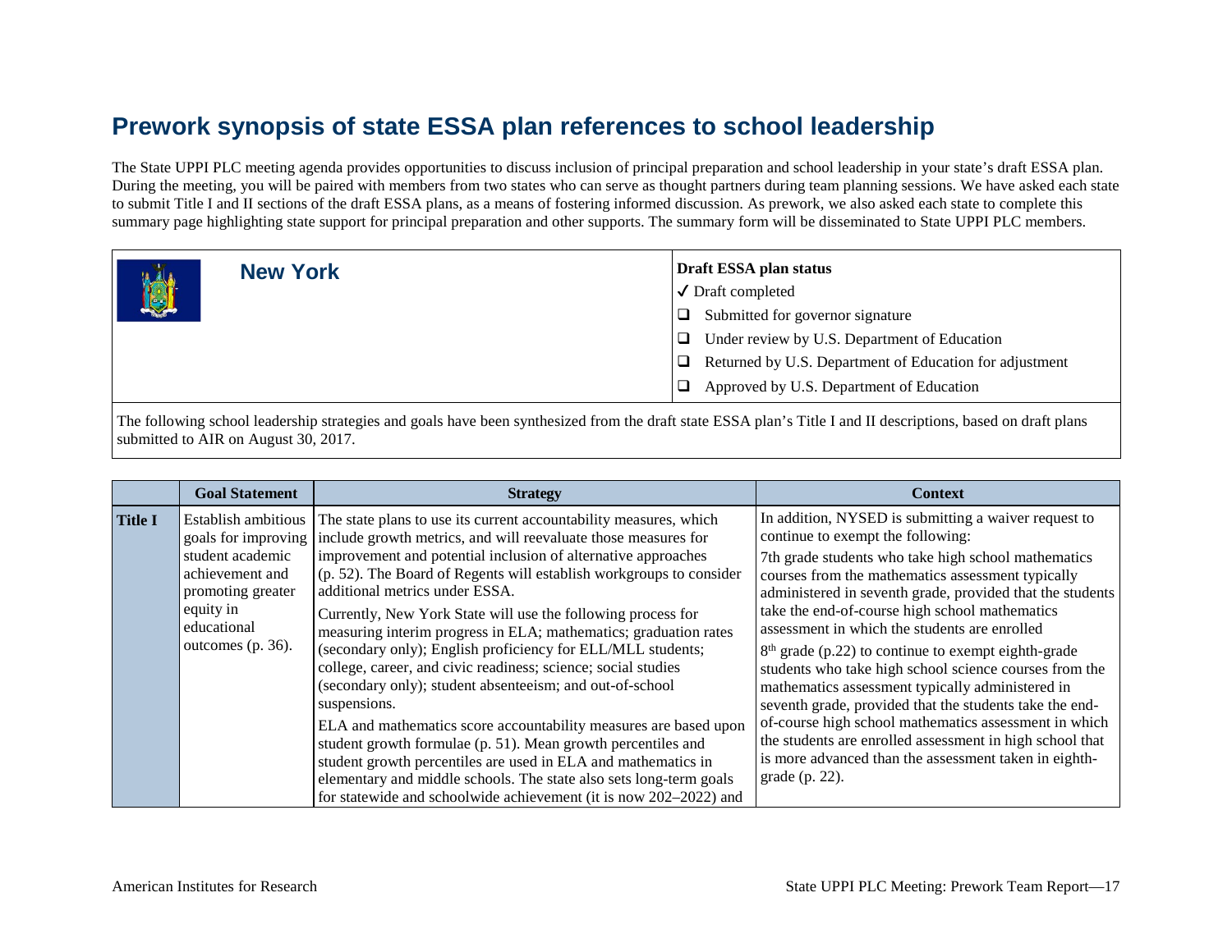# Prework synopsis of state ESSA plan references to school leadership

The State UPPI PLC meeting agenda provides opportunities to discuss inclusion of principal preparation and school leadership in your state's draft ESSA plan. During the meeting, you will be paired with members from two states who can serve as thought partners during team planning sessions. We have asked each state to submit Title I and II sections of the draft ESSA plans, as a means of fostering informed discussion. As prework, we also asked each state to complete this summary page highlighting state support for principal preparation and other supports. The summary form will be disseminated to State UPPI PLC members.

| **New York** | **Draft ESSA plan status** |
|---|---|
| | ✓ Draft completed |
| | ❑ Submitted for governor signature |
| | ❑ Under review by U.S. Department of Education |
| | ❑ Returned by U.S. Department of Education for adjustment |
| | ❑ Approved by U.S. Department of Education |

The following school leadership strategies and goals have been synthesized from the draft state ESSA plan's Title I and II descriptions, based on draft plans submitted to AIR on August 30, 2017.

| | Goal Statement | Strategy | Context |
|---|---|---|---|
| **Title I** | Establish ambitious goals for improving student academic achievement and promoting greater equity in educational outcomes (p. 36). | The state plans to use its current accountability measures, which include growth metrics, and will reevaluate those measures for improvement and potential inclusion of alternative approaches (p. 52). The Board of Regents will establish workgroups to consider additional metrics under ESSA.<br><br>Currently, New York State will use the following process for measuring interim progress in ELA; mathematics; graduation rates (secondary only); English proficiency for ELL/MLL students; college, career, and civic readiness; science; social studies (secondary only); student absenteeism; and out-of-school suspensions.<br><br>ELA and mathematics score accountability measures are based upon student growth formulae (p. 51). Mean growth percentiles and student growth percentiles are used in ELA and mathematics in elementary and middle schools. The state also sets long-term goals for statewide and schoolwide achievement (it is now 202–2022) and | In addition, NYSED is submitting a waiver request to continue to exempt the following:<br><br>7th grade students who take high school mathematics courses from the mathematics assessment typically administered in seventh grade, provided that the students take the end-of-course high school mathematics assessment in which the students are enrolled<br><br>8th grade (p.22) to continue to exempt eighth-grade students who take high school science courses from the mathematics assessment typically administered in seventh grade, provided that the students take the end-of-course high school mathematics assessment in which the students are enrolled assessment in high school that is more advanced than the assessment taken in eighth-grade (p. 22). |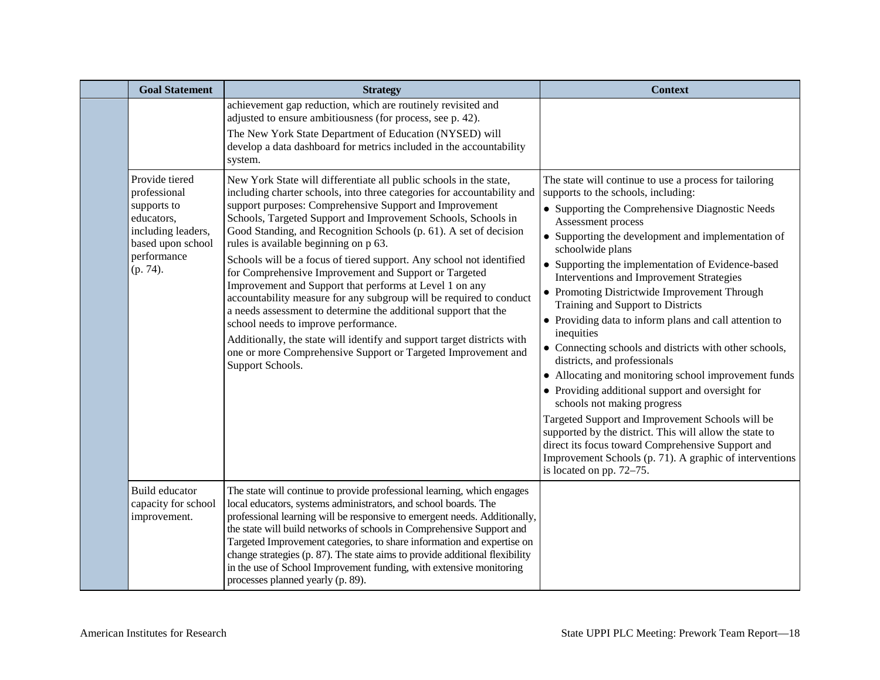| | Goal Statement | Strategy | Context |
|---|---|---|---|
| | | achievement gap reduction, which are routinely revisited and adjusted to ensure ambitiousness (for process, see p. 42).<br>The New York State Department of Education (NYSED) will develop a data dashboard for metrics included in the accountability system. | |
| | Provide tiered professional supports to educators, including leaders, based upon school performance (p. 74). | New York State will differentiate all public schools in the state, including charter schools, into three categories for accountability and support purposes: Comprehensive Support and Improvement Schools, Targeted Support and Improvement Schools, Schools in Good Standing, and Recognition Schools (p. 61). A set of decision rules is available beginning on p 63.<br>Schools will be a focus of tiered support. Any school not identified for Comprehensive Improvement and Support or Targeted Improvement and Support that performs at Level 1 on any accountability measure for any subgroup will be required to conduct a needs assessment to determine the additional support that the school needs to improve performance.<br>Additionally, the state will identify and support target districts with one or more Comprehensive Support or Targeted Improvement and Support Schools. | The state will continue to use a process for tailoring supports to the schools, including:<br>• Supporting the Comprehensive Diagnostic Needs Assessment process<br>• Supporting the development and implementation of schoolwide plans<br>• Supporting the implementation of Evidence-based Interventions and Improvement Strategies<br>• Promoting Districtwide Improvement Through Training and Support to Districts<br>• Providing data to inform plans and call attention to inequities<br>• Connecting schools and districts with other schools, districts, and professionals<br>• Allocating and monitoring school improvement funds<br>• Providing additional support and oversight for schools not making progress<br>Targeted Support and Improvement Schools will be supported by the district. This will allow the state to direct its focus toward Comprehensive Support and Improvement Schools (p. 71). A graphic of interventions is located on pp. 72–75. |
| | Build educator capacity for school improvement. | The state will continue to provide professional learning, which engages local educators, systems administrators, and school boards. The professional learning will be responsive to emergent needs. Additionally, the state will build networks of schools in Comprehensive Support and Targeted Improvement categories, to share information and expertise on change strategies (p. 87). The state aims to provide additional flexibility in the use of School Improvement funding, with extensive monitoring processes planned yearly (p. 89). | |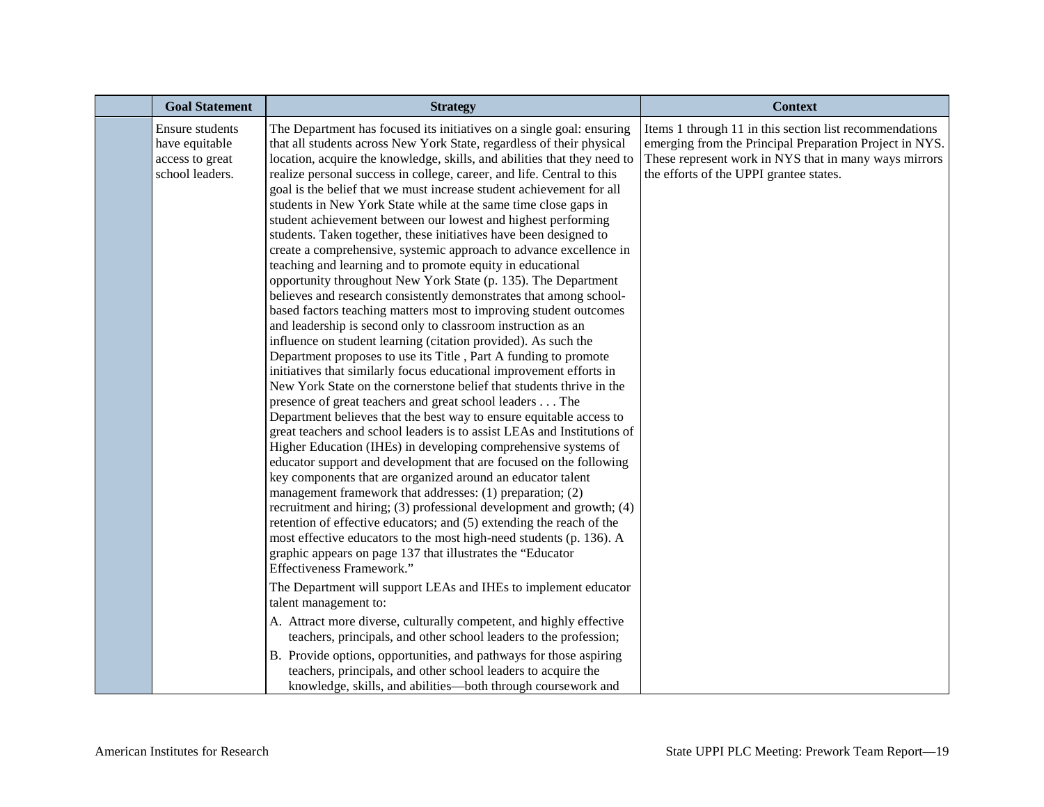| | Goal Statement | Strategy | Context |
|---|---|---|---|
| | Ensure students have equitable access to great school leaders. | The Department has focused its initiatives on a single goal: ensuring that all students across New York State, regardless of their physical location, acquire the knowledge, skills, and abilities that they need to realize personal success in college, career, and life. Central to this goal is the belief that we must increase student achievement for all students in New York State while at the same time close gaps in student achievement between our lowest and highest performing students. Taken together, these initiatives have been designed to create a comprehensive, systemic approach to advance excellence in teaching and learning and to promote equity in educational opportunity throughout New York State (p. 135). The Department believes and research consistently demonstrates that among school-based factors teaching matters most to improving student outcomes and leadership is second only to classroom instruction as an influence on student learning (citation provided). As such the Department proposes to use its Title , Part A funding to promote initiatives that similarly focus educational improvement efforts in New York State on the cornerstone belief that students thrive in the presence of great teachers and great school leaders . . . The Department believes that the best way to ensure equitable access to great teachers and school leaders is to assist LEAs and Institutions of Higher Education (IHEs) in developing comprehensive systems of educator support and development that are focused on the following key components that are organized around an educator talent management framework that addresses: (1) preparation; (2) recruitment and hiring; (3) professional development and growth; (4) retention of effective educators; and (5) extending the reach of the most effective educators to the most high-need students (p. 136). A graphic appears on page 137 that illustrates the "Educator Effectiveness Framework."<br><br>The Department will support LEAs and IHEs to implement educator talent management to:<br><br>A. Attract more diverse, culturally competent, and highly effective teachers, principals, and other school leaders to the profession;<br><br>B. Provide options, opportunities, and pathways for those aspiring teachers, principals, and other school leaders to acquire the knowledge, skills, and abilities—both through coursework and | Items 1 through 11 in this section list recommendations emerging from the Principal Preparation Project in NYS. These represent work in NYS that in many ways mirrors the efforts of the UPPI grantee states. |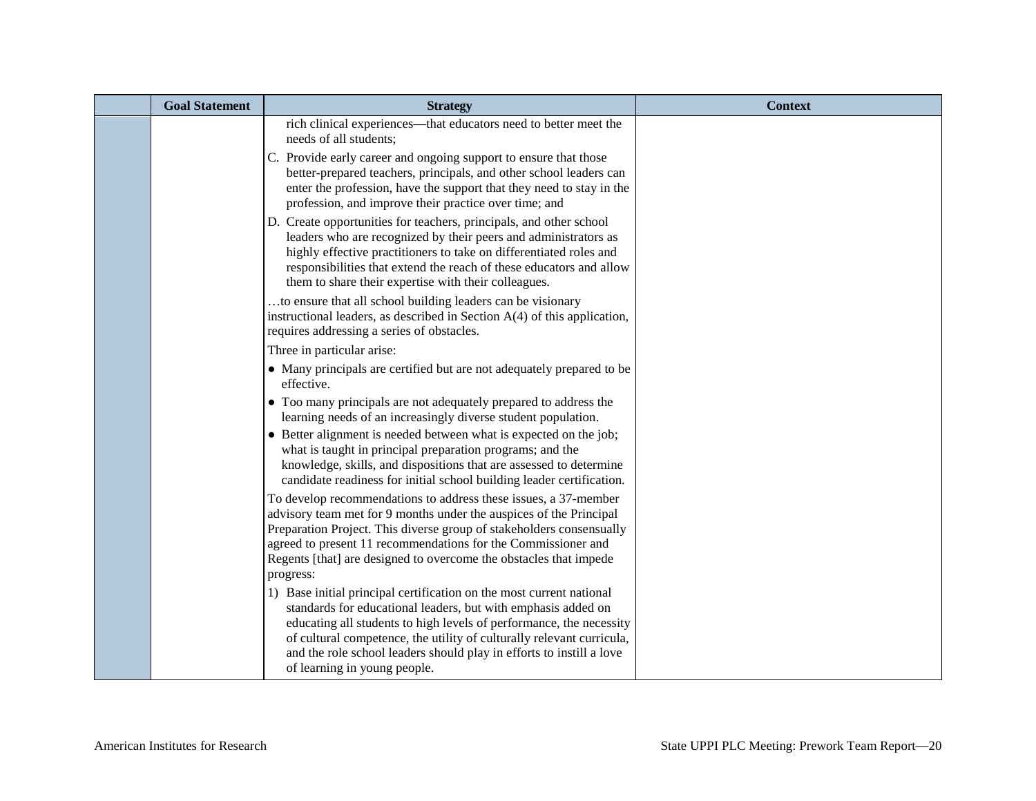| | Goal Statement | Strategy | Context |
|---|---|---|---|
| | | rich clinical experiences—that educators need to better meet the needs of all students;<br>C. Provide early career and ongoing support to ensure that those better-prepared teachers, principals, and other school leaders can enter the profession, have the support that they need to stay in the profession, and improve their practice over time; and<br>D. Create opportunities for teachers, principals, and other school leaders who are recognized by their peers and administrators as highly effective practitioners to take on differentiated roles and responsibilities that extend the reach of these educators and allow them to share their expertise with their colleagues.<br>…to ensure that all school building leaders can be visionary instructional leaders, as described in Section A(4) of this application, requires addressing a series of obstacles.<br>Three in particular arise:<br>• Many principals are certified but are not adequately prepared to be effective.<br>• Too many principals are not adequately prepared to address the learning needs of an increasingly diverse student population.<br>• Better alignment is needed between what is expected on the job; what is taught in principal preparation programs; and the knowledge, skills, and dispositions that are assessed to determine candidate readiness for initial school building leader certification.<br>To develop recommendations to address these issues, a 37-member advisory team met for 9 months under the auspices of the Principal Preparation Project. This diverse group of stakeholders consensually agreed to present 11 recommendations for the Commissioner and Regents [that] are designed to overcome the obstacles that impede progress:<br>1) Base initial principal certification on the most current national standards for educational leaders, but with emphasis added on educating all students to high levels of performance, the necessity of cultural competence, the utility of culturally relevant curricula, and the role school leaders should play in efforts to instill a love of learning in young people. | |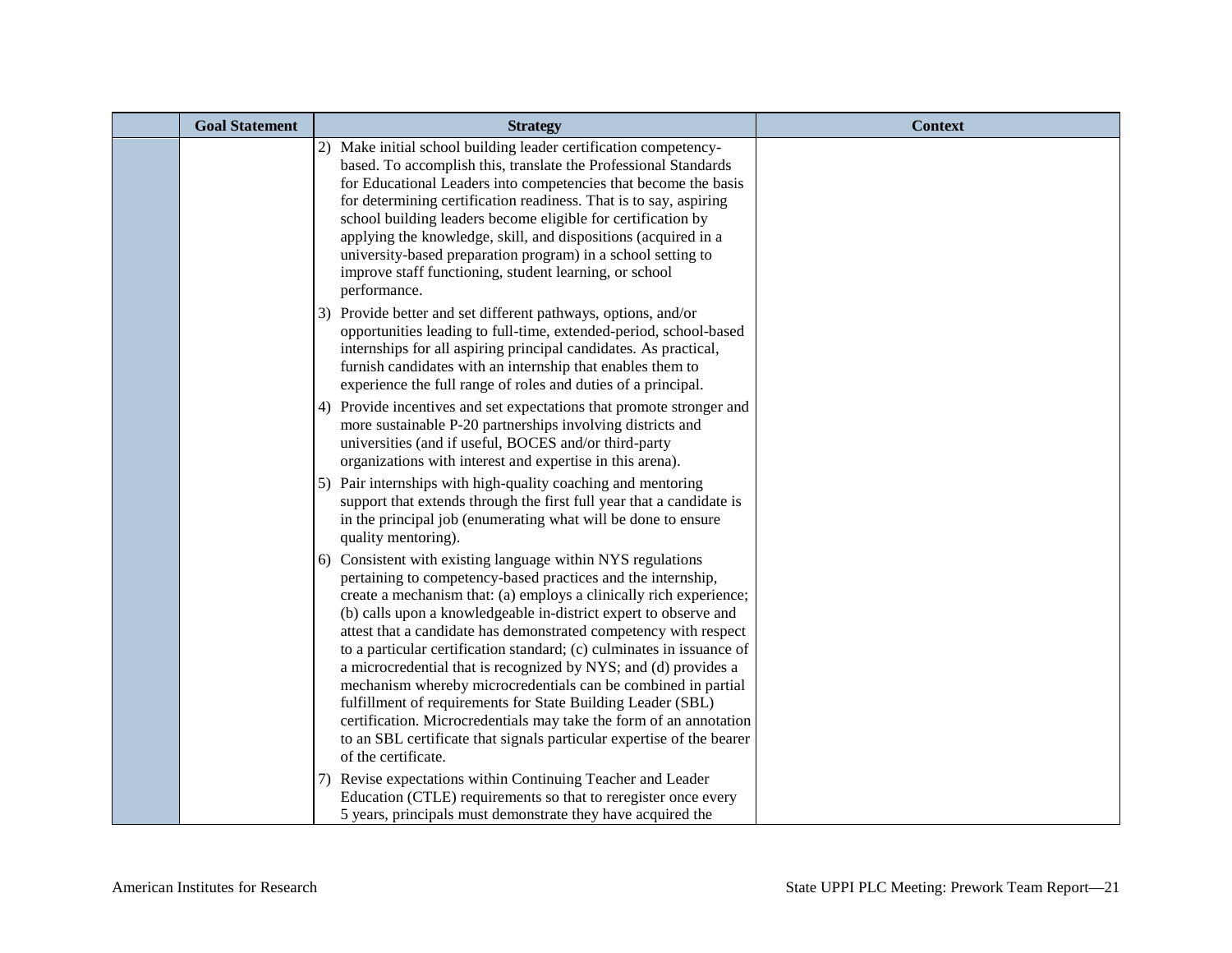| | Goal Statement | Strategy | Context |
|---|---|---|---|
| | | 2) Make initial school building leader certification competency-based. To accomplish this, translate the Professional Standards for Educational Leaders into competencies that become the basis for determining certification readiness. That is to say, aspiring school building leaders become eligible for certification by applying the knowledge, skill, and dispositions (acquired in a university-based preparation program) in a school setting to improve staff functioning, student learning, or school performance.<br>3) Provide better and set different pathways, options, and/or opportunities leading to full-time, extended-period, school-based internships for all aspiring principal candidates. As practical, furnish candidates with an internship that enables them to experience the full range of roles and duties of a principal.<br>4) Provide incentives and set expectations that promote stronger and more sustainable P-20 partnerships involving districts and universities (and if useful, BOCES and/or third-party organizations with interest and expertise in this arena).<br>5) Pair internships with high-quality coaching and mentoring support that extends through the first full year that a candidate is in the principal job (enumerating what will be done to ensure quality mentoring).<br>6) Consistent with existing language within NYS regulations pertaining to competency-based practices and the internship, create a mechanism that: (a) employs a clinically rich experience; (b) calls upon a knowledgeable in-district expert to observe and attest that a candidate has demonstrated competency with respect to a particular certification standard; (c) culminates in issuance of a microcredential that is recognized by NYS; and (d) provides a mechanism whereby microcredentials can be combined in partial fulfillment of requirements for State Building Leader (SBL) certification. Microcredentials may take the form of an annotation to an SBL certificate that signals particular expertise of the bearer of the certificate.<br>7) Revise expectations within Continuing Teacher and Leader Education (CTLE) requirements so that to reregister once every 5 years, principals must demonstrate they have acquired the | |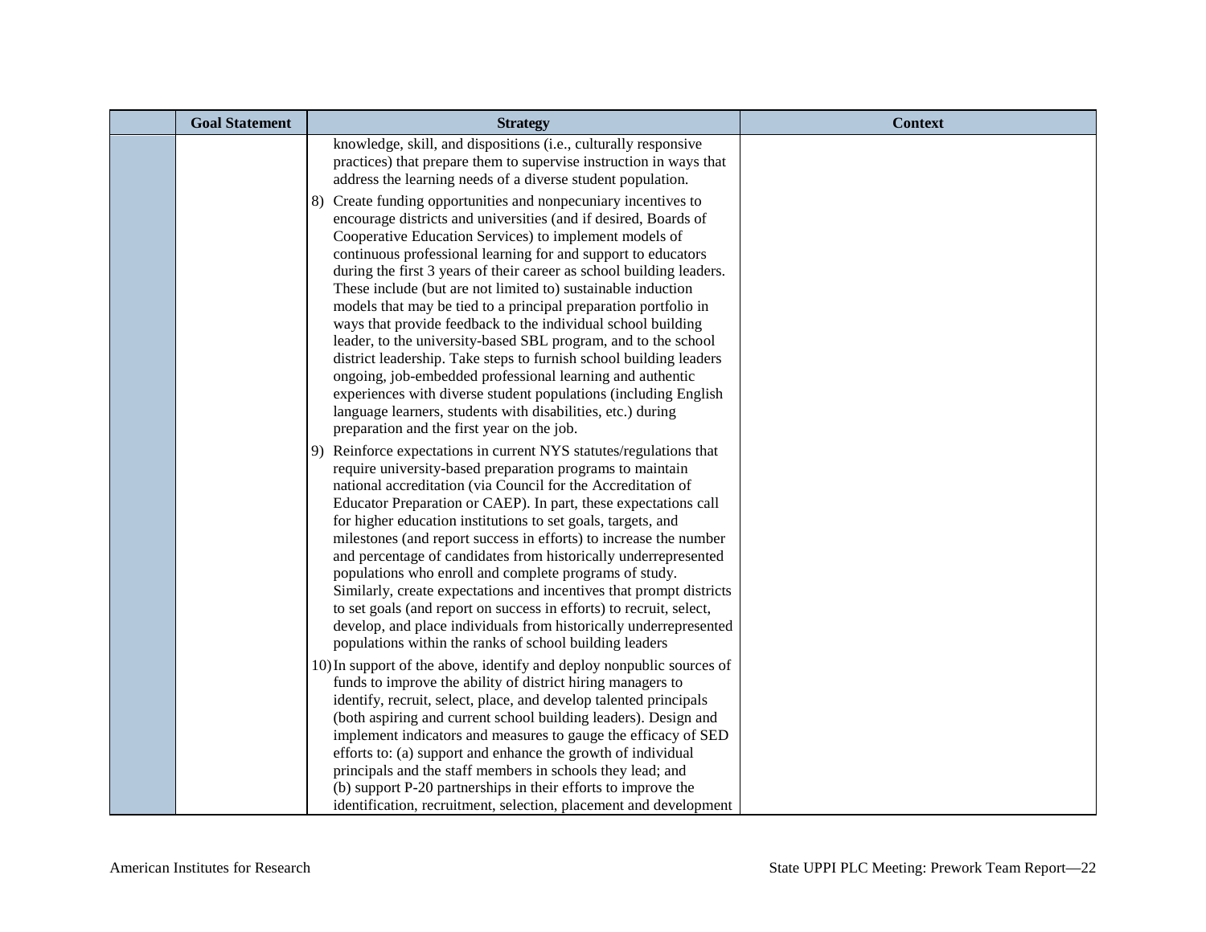| | Goal Statement | Strategy | Context |
|---|---|---|---|
| | | knowledge, skill, and dispositions (i.e., culturally responsive practices) that prepare them to supervise instruction in ways that address the learning needs of a diverse student population.<br><br>8) Create funding opportunities and nonpecuniary incentives to encourage districts and universities (and if desired, Boards of Cooperative Education Services) to implement models of continuous professional learning for and support to educators during the first 3 years of their career as school building leaders. These include (but are not limited to) sustainable induction models that may be tied to a principal preparation portfolio in ways that provide feedback to the individual school building leader, to the university-based SBL program, and to the school district leadership. Take steps to furnish school building leaders ongoing, job-embedded professional learning and authentic experiences with diverse student populations (including English language learners, students with disabilities, etc.) during preparation and the first year on the job.<br><br>9) Reinforce expectations in current NYS statutes/regulations that require university-based preparation programs to maintain national accreditation (via Council for the Accreditation of Educator Preparation or CAEP). In part, these expectations call for higher education institutions to set goals, targets, and milestones (and report success in efforts) to increase the number and percentage of candidates from historically underrepresented populations who enroll and complete programs of study. Similarly, create expectations and incentives that prompt districts to set goals (and report on success in efforts) to recruit, select, develop, and place individuals from historically underrepresented populations within the ranks of school building leaders<br><br>10) In support of the above, identify and deploy nonpublic sources of funds to improve the ability of district hiring managers to identify, recruit, select, place, and develop talented principals (both aspiring and current school building leaders). Design and implement indicators and measures to gauge the efficacy of SED efforts to: (a) support and enhance the growth of individual principals and the staff members in schools they lead; and (b) support P-20 partnerships in their efforts to improve the identification, recruitment, selection, placement and development | |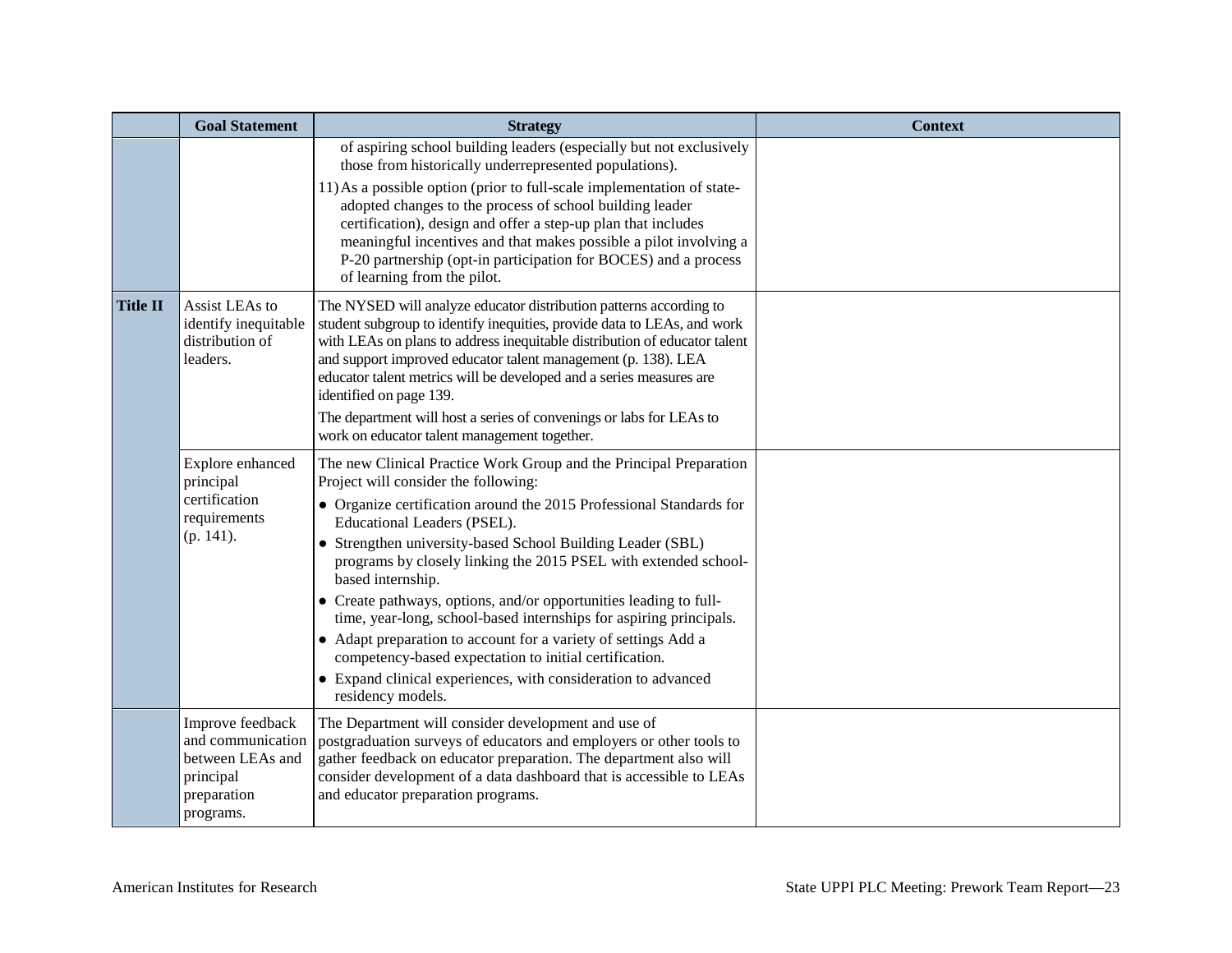|  | Goal Statement | Strategy | Context |
|---|---|---|---|
|  |  | of aspiring school building leaders (especially but not exclusively those from historically underrepresented populations).<br>11) As a possible option (prior to full-scale implementation of state-adopted changes to the process of school building leader certification), design and offer a step-up plan that includes meaningful incentives and that makes possible a pilot involving a P-20 partnership (opt-in participation for BOCES) and a process of learning from the pilot. |  |
| **Title II** | Assist LEAs to identify inequitable distribution of leaders. | The NYSED will analyze educator distribution patterns according to student subgroup to identify inequities, provide data to LEAs, and work with LEAs on plans to address inequitable distribution of educator talent and support improved educator talent management (p. 138). LEA educator talent metrics will be developed and a series measures are identified on page 139.<br>The department will host a series of convenings or labs for LEAs to work on educator talent management together. |  |
|  | Explore enhanced principal certification requirements (p. 141). | The new Clinical Practice Work Group and the Principal Preparation Project will consider the following:<br>• Organize certification around the 2015 Professional Standards for Educational Leaders (PSEL).<br>• Strengthen university-based School Building Leader (SBL) programs by closely linking the 2015 PSEL with extended school-based internship.<br>• Create pathways, options, and/or opportunities leading to full-time, year-long, school-based internships for aspiring principals.<br>• Adapt preparation to account for a variety of settings Add a competency-based expectation to initial certification.<br>• Expand clinical experiences, with consideration to advanced residency models. |  |
|  | Improve feedback and communication between LEAs and principal preparation programs. | The Department will consider development and use of postgraduation surveys of educators and employers or other tools to gather feedback on educator preparation. The department also will consider development of a data dashboard that is accessible to LEAs and educator preparation programs. |  |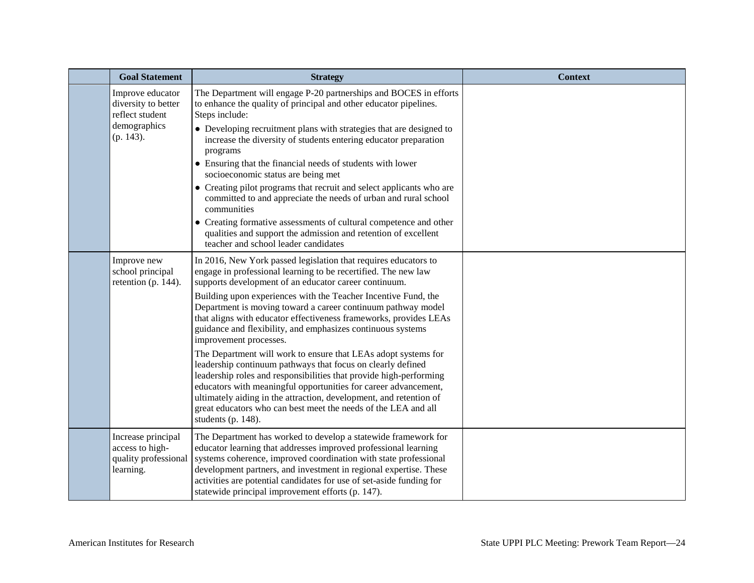| | Goal Statement | Strategy | Context |
|---|---|---|---|
| | Improve educator diversity to better reflect student demographics (p. 143). | The Department will engage P-20 partnerships and BOCES in efforts to enhance the quality of principal and other educator pipelines. Steps include:<br>• Developing recruitment plans with strategies that are designed to increase the diversity of students entering educator preparation programs<br>• Ensuring that the financial needs of students with lower socioeconomic status are being met<br>• Creating pilot programs that recruit and select applicants who are committed to and appreciate the needs of urban and rural school communities<br>• Creating formative assessments of cultural competence and other qualities and support the admission and retention of excellent teacher and school leader candidates | |
| | Improve new school principal retention (p. 144). | In 2016, New York passed legislation that requires educators to engage in professional learning to be recertified. The new law supports development of an educator career continuum.<br>Building upon experiences with the Teacher Incentive Fund, the Department is moving toward a career continuum pathway model that aligns with educator effectiveness frameworks, provides LEAs guidance and flexibility, and emphasizes continuous systems improvement processes.<br>The Department will work to ensure that LEAs adopt systems for leadership continuum pathways that focus on clearly defined leadership roles and responsibilities that provide high-performing educators with meaningful opportunities for career advancement, ultimately aiding in the attraction, development, and retention of great educators who can best meet the needs of the LEA and all students (p. 148). | |
| | Increase principal access to high-quality professional learning. | The Department has worked to develop a statewide framework for educator learning that addresses improved professional learning systems coherence, improved coordination with state professional development partners, and investment in regional expertise. These activities are potential candidates for use of set-aside funding for statewide principal improvement efforts (p. 147). | |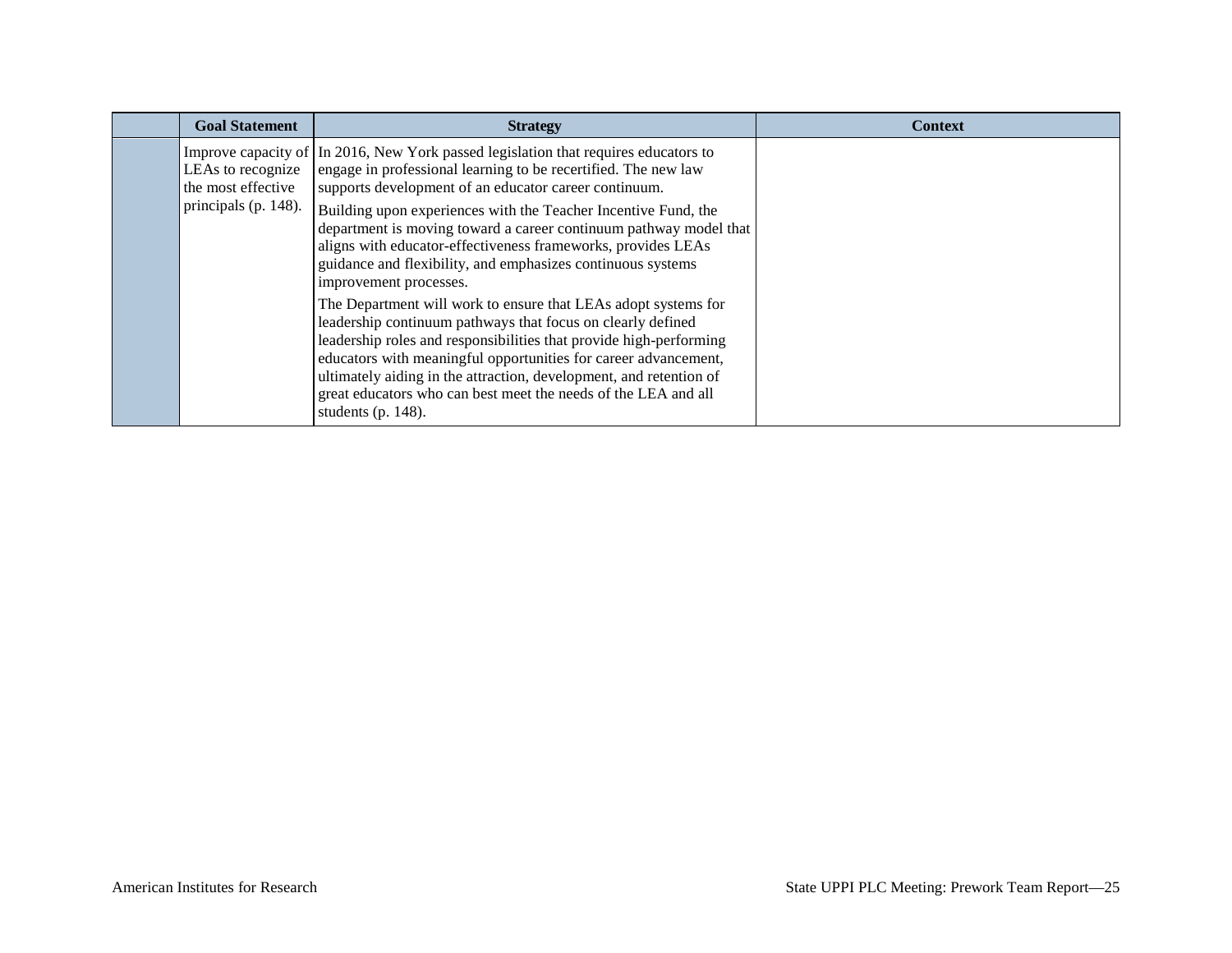|  | Goal Statement | Strategy | Context |
|---|---|---|---|
|  | Improve capacity of LEAs to recognize the most effective principals (p. 148). | In 2016, New York passed legislation that requires educators to engage in professional learning to be recertified. The new law supports development of an educator career continuum.<br><br>Building upon experiences with the Teacher Incentive Fund, the department is moving toward a career continuum pathway model that aligns with educator-effectiveness frameworks, provides LEAs guidance and flexibility, and emphasizes continuous systems improvement processes.<br><br>The Department will work to ensure that LEAs adopt systems for leadership continuum pathways that focus on clearly defined leadership roles and responsibilities that provide high-performing educators with meaningful opportunities for career advancement, ultimately aiding in the attraction, development, and retention of great educators who can best meet the needs of the LEA and all students (p. 148). |  |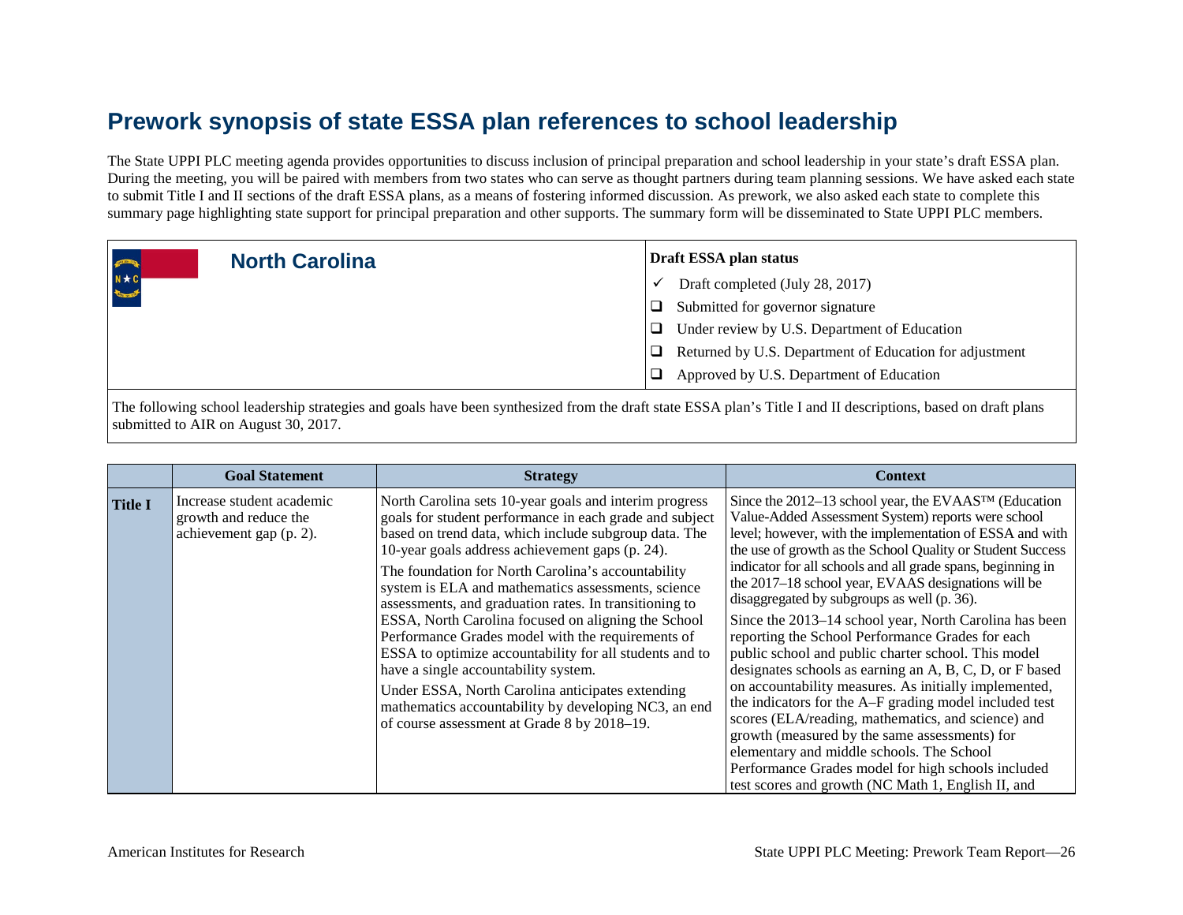# Prework synopsis of state ESSA plan references to school leadership

The State UPPI PLC meeting agenda provides opportunities to discuss inclusion of principal preparation and school leadership in your state's draft ESSA plan. During the meeting, you will be paired with members from two states who can serve as thought partners during team planning sessions. We have asked each state to submit Title I and II sections of the draft ESSA plans, as a means of fostering informed discussion. As prework, we also asked each state to complete this summary page highlighting state support for principal preparation and other supports. The summary form will be disseminated to State UPPI PLC members.

## North Carolina

**Draft ESSA plan status**

- ✓ Draft completed (July 28, 2017)
- ❑ Submitted for governor signature
- ❑ Under review by U.S. Department of Education
- ❑ Returned by U.S. Department of Education for adjustment
- ❑ Approved by U.S. Department of Education

The following school leadership strategies and goals have been synthesized from the draft state ESSA plan's Title I and II descriptions, based on draft plans submitted to AIR on August 30, 2017.

| | Goal Statement | Strategy | Context |
|---|---|---|---|
| **Title I** | Increase student academic growth and reduce the achievement gap (p. 2). | North Carolina sets 10-year goals and interim progress goals for student performance in each grade and subject based on trend data, which include subgroup data. The 10-year goals address achievement gaps (p. 24).<br><br>The foundation for North Carolina's accountability system is ELA and mathematics assessments, science assessments, and graduation rates. In transitioning to ESSA, North Carolina focused on aligning the School Performance Grades model with the requirements of ESSA to optimize accountability for all students and to have a single accountability system.<br><br>Under ESSA, North Carolina anticipates extending mathematics accountability by developing NC3, an end of course assessment at Grade 8 by 2018–19. | Since the 2012–13 school year, the EVAAS™ (Education Value-Added Assessment System) reports were school level; however, with the implementation of ESSA and with the use of growth as the School Quality or Student Success indicator for all schools and all grade spans, beginning in the 2017–18 school year, EVAAS designations will be disaggregated by subgroups as well (p. 36).<br><br>Since the 2013–14 school year, North Carolina has been reporting the School Performance Grades for each public school and public charter school. This model designates schools as earning an A, B, C, D, or F based on accountability measures. As initially implemented, the indicators for the A–F grading model included test scores (ELA/reading, mathematics, and science) and growth (measured by the same assessments) for elementary and middle schools. The School Performance Grades model for high schools included test scores and growth (NC Math 1, English II, and |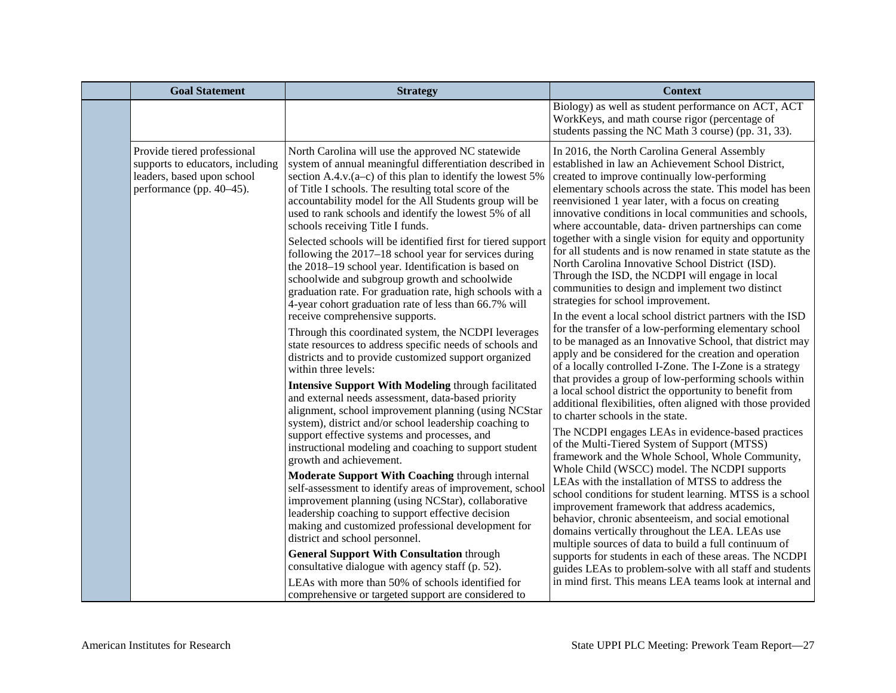| | Goal Statement | Strategy | Context |
|---|---|---|---|
| | | | Biology) as well as student performance on ACT, ACT WorkKeys, and math course rigor (percentage of students passing the NC Math 3 course) (pp. 31, 33). |
| | Provide tiered professional supports to educators, including leaders, based upon school performance (pp. 40–45). | North Carolina will use the approved NC statewide system of annual meaningful differentiation described in section A.4.v.(a–c) of this plan to identify the lowest 5% of Title I schools. The resulting total score of the accountability model for the All Students group will be used to rank schools and identify the lowest 5% of all schools receiving Title I funds.<br><br>Selected schools will be identified first for tiered support following the 2017–18 school year for services during the 2018–19 school year. Identification is based on schoolwide and subgroup growth and schoolwide graduation rate. For graduation rate, high schools with a 4-year cohort graduation rate of less than 66.7% will receive comprehensive supports.<br><br>Through this coordinated system, the NCDPI leverages state resources to address specific needs of schools and districts and to provide customized support organized within three levels:<br><br>**Intensive Support With Modeling** through facilitated and external needs assessment, data-based priority alignment, school improvement planning (using NCStar system), district and/or school leadership coaching to support effective systems and processes, and instructional modeling and coaching to support student growth and achievement.<br><br>**Moderate Support With Coaching** through internal self-assessment to identify areas of improvement, school improvement planning (using NCStar), collaborative leadership coaching to support effective decision making and customized professional development for district and school personnel.<br><br>**General Support With Consultation** through consultative dialogue with agency staff (p. 52).<br><br>LEAs with more than 50% of schools identified for comprehensive or targeted support are considered to | In 2016, the North Carolina General Assembly established in law an Achievement School District, created to improve continually low-performing elementary schools across the state. This model has been reenvisioned 1 year later, with a focus on creating innovative conditions in local communities and schools, where accountable, data- driven partnerships can come together with a single vision for equity and opportunity for all students and is now renamed in state statute as the North Carolina Innovative School District (ISD). Through the ISD, the NCDPI will engage in local communities to design and implement two distinct strategies for school improvement.<br><br>In the event a local school district partners with the ISD for the transfer of a low-performing elementary school to be managed as an Innovative School, that district may apply and be considered for the creation and operation of a locally controlled I-Zone. The I-Zone is a strategy that provides a group of low-performing schools within a local school district the opportunity to benefit from additional flexibilities, often aligned with those provided to charter schools in the state.<br><br>The NCDPI engages LEAs in evidence-based practices of the Multi-Tiered System of Support (MTSS) framework and the Whole School, Whole Community, Whole Child (WSCC) model. The NCDPI supports LEAs with the installation of MTSS to address the school conditions for student learning. MTSS is a school improvement framework that address academics, behavior, chronic absenteeism, and social emotional domains vertically throughout the LEA. LEAs use multiple sources of data to build a full continuum of supports for students in each of these areas. The NCDPI guides LEAs to problem-solve with all staff and students in mind first. This means LEA teams look at internal and |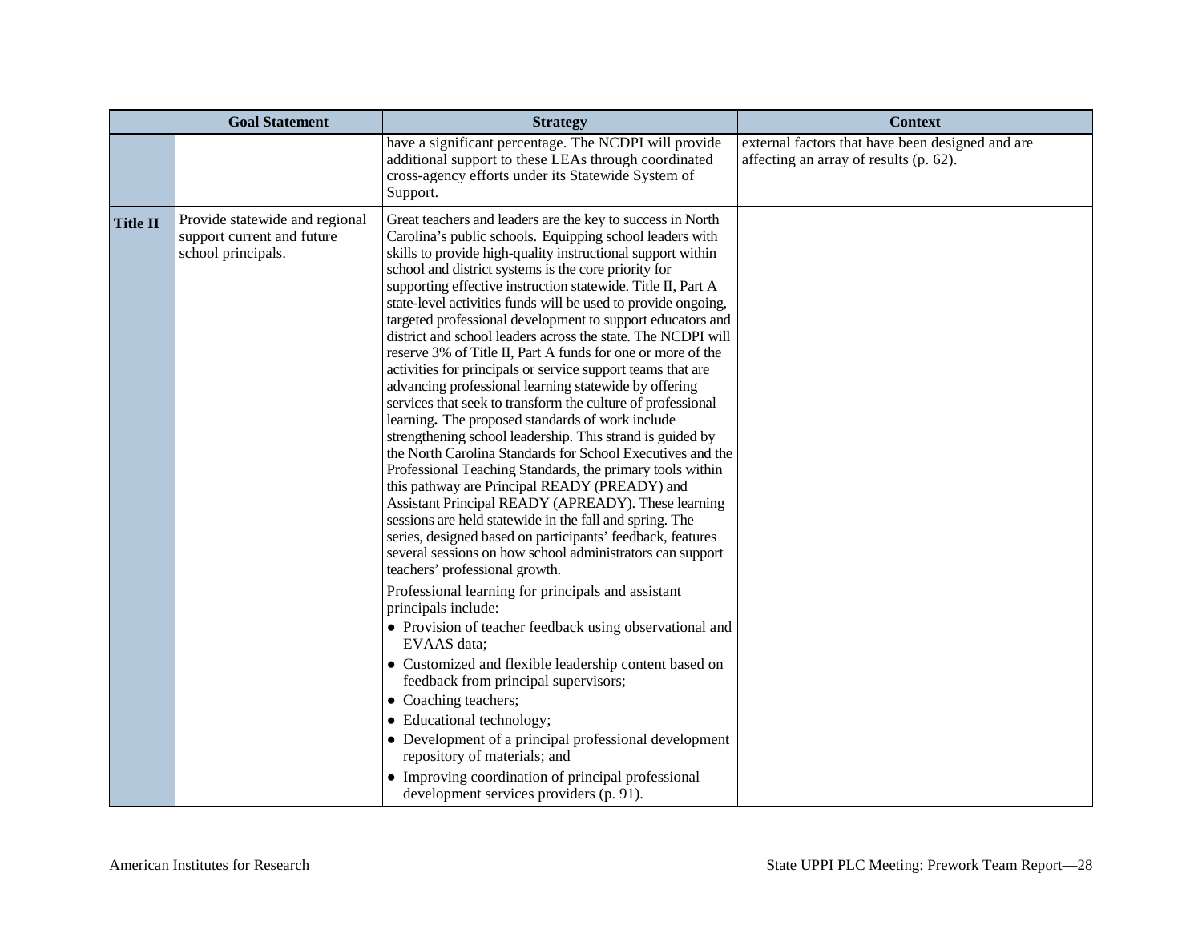| | Goal Statement | Strategy | Context |
|---|---|---|---|
| | | have a significant percentage. The NCDPI will provide additional support to these LEAs through coordinated cross-agency efforts under its Statewide System of Support. | external factors that have been designed and are affecting an array of results (p. 62). |
| **Title II** | Provide statewide and regional support current and future school principals. | Great teachers and leaders are the key to success in North Carolina's public schools. Equipping school leaders with skills to provide high-quality instructional support within school and district systems is the core priority for supporting effective instruction statewide. Title II, Part A state-level activities funds will be used to provide ongoing, targeted professional development to support educators and district and school leaders across the state. The NCDPI will reserve 3% of Title II, Part A funds for one or more of the activities for principals or service support teams that are advancing professional learning statewide by offering services that seek to transform the culture of professional learning**.** The proposed standards of work include strengthening school leadership. This strand is guided by the North Carolina Standards for School Executives and the Professional Teaching Standards, the primary tools within this pathway are Principal READY (PREADY) and Assistant Principal READY (APREADY). These learning sessions are held statewide in the fall and spring. The series, designed based on participants' feedback, features several sessions on how school administrators can support teachers' professional growth.<br><br>Professional learning for principals and assistant principals include:<br>• Provision of teacher feedback using observational and EVAAS data;<br>• Customized and flexible leadership content based on feedback from principal supervisors;<br>• Coaching teachers;<br>• Educational technology;<br>• Development of a principal professional development repository of materials; and<br>• Improving coordination of principal professional development services providers (p. 91). | |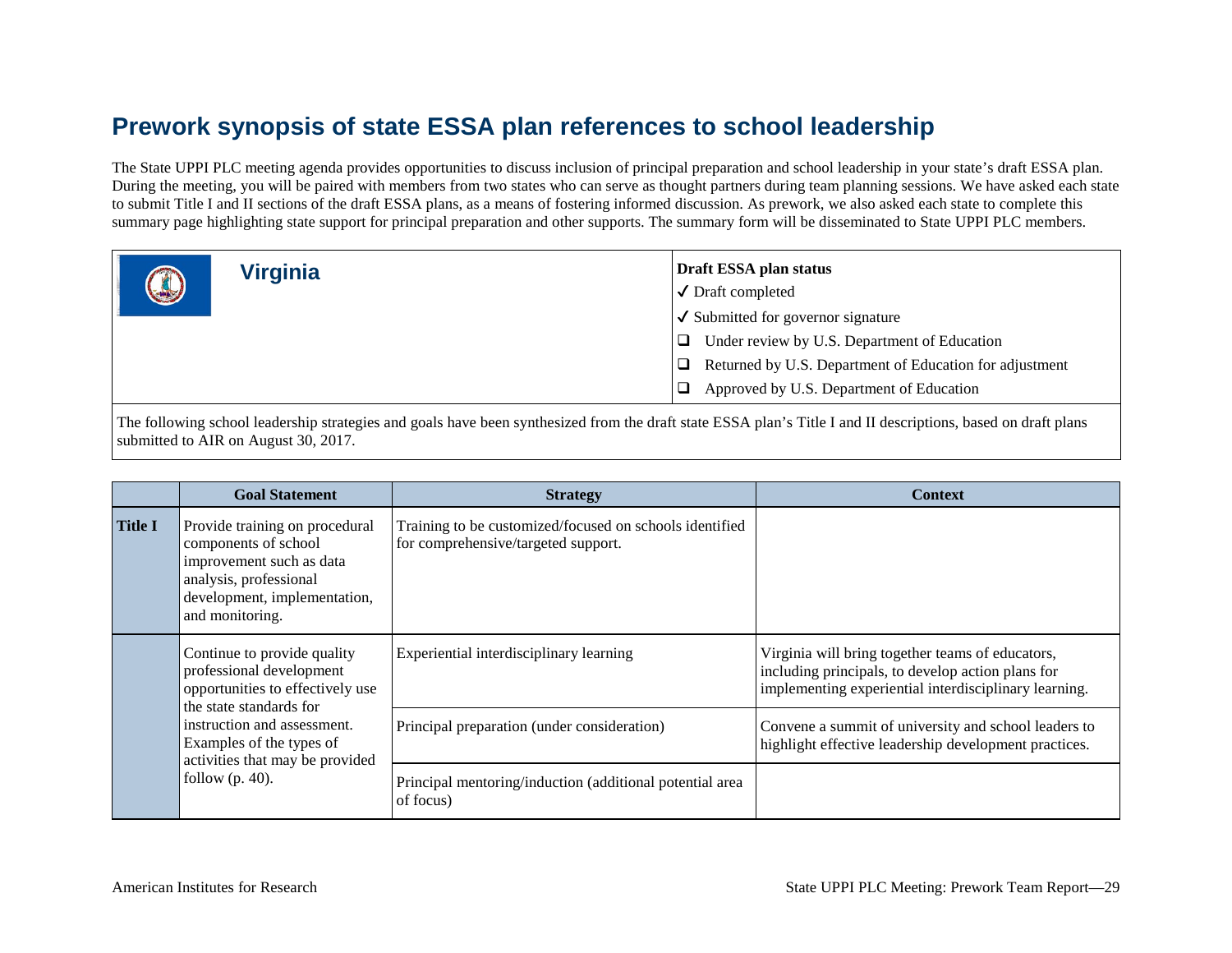# Prework synopsis of state ESSA plan references to school leadership

The State UPPI PLC meeting agenda provides opportunities to discuss inclusion of principal preparation and school leadership in your state's draft ESSA plan. During the meeting, you will be paired with members from two states who can serve as thought partners during team planning sessions. We have asked each state to submit Title I and II sections of the draft ESSA plans, as a means of fostering informed discussion. As prework, we also asked each state to complete this summary page highlighting state support for principal preparation and other supports. The summary form will be disseminated to State UPPI PLC members.

## Virginia

**Draft ESSA plan status**

- ✓ Draft completed
- ✓ Submitted for governor signature
- ❑ Under review by U.S. Department of Education
- ❑ Returned by U.S. Department of Education for adjustment
- ❑ Approved by U.S. Department of Education

The following school leadership strategies and goals have been synthesized from the draft state ESSA plan's Title I and II descriptions, based on draft plans submitted to AIR on August 30, 2017.

| | Goal Statement | Strategy | Context |
|---|---|---|---|
| **Title I** | Provide training on procedural components of school improvement such as data analysis, professional development, implementation, and monitoring. | Training to be customized/focused on schools identified for comprehensive/targeted support. | |
| | Continue to provide quality professional development opportunities to effectively use the state standards for instruction and assessment. Examples of the types of activities that may be provided follow (p. 40). | Experiential interdisciplinary learning | Virginia will bring together teams of educators, including principals, to develop action plans for implementing experiential interdisciplinary learning. |
| | | Principal preparation (under consideration) | Convene a summit of university and school leaders to highlight effective leadership development practices. |
| | | Principal mentoring/induction (additional potential area of focus) | |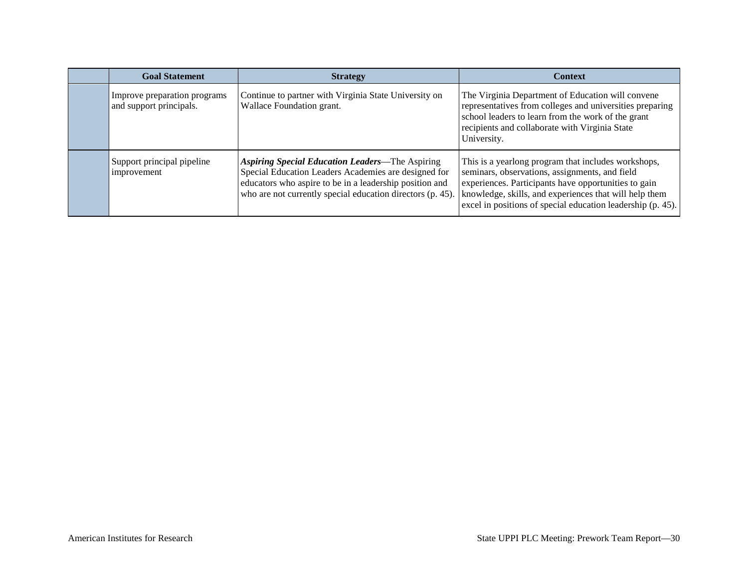| | Goal Statement | Strategy | Context |
|---|---|---|---|
| | Improve preparation programs and support principals. | Continue to partner with Virginia State University on Wallace Foundation grant. | The Virginia Department of Education will convene representatives from colleges and universities preparing school leaders to learn from the work of the grant recipients and collaborate with Virginia State University. |
| | Support principal pipeline improvement | ***Aspiring Special Education Leaders***—The Aspiring Special Education Leaders Academies are designed for educators who aspire to be in a leadership position and who are not currently special education directors (p. 45). | This is a yearlong program that includes workshops, seminars, observations, assignments, and field experiences. Participants have opportunities to gain knowledge, skills, and experiences that will help them excel in positions of special education leadership (p. 45). |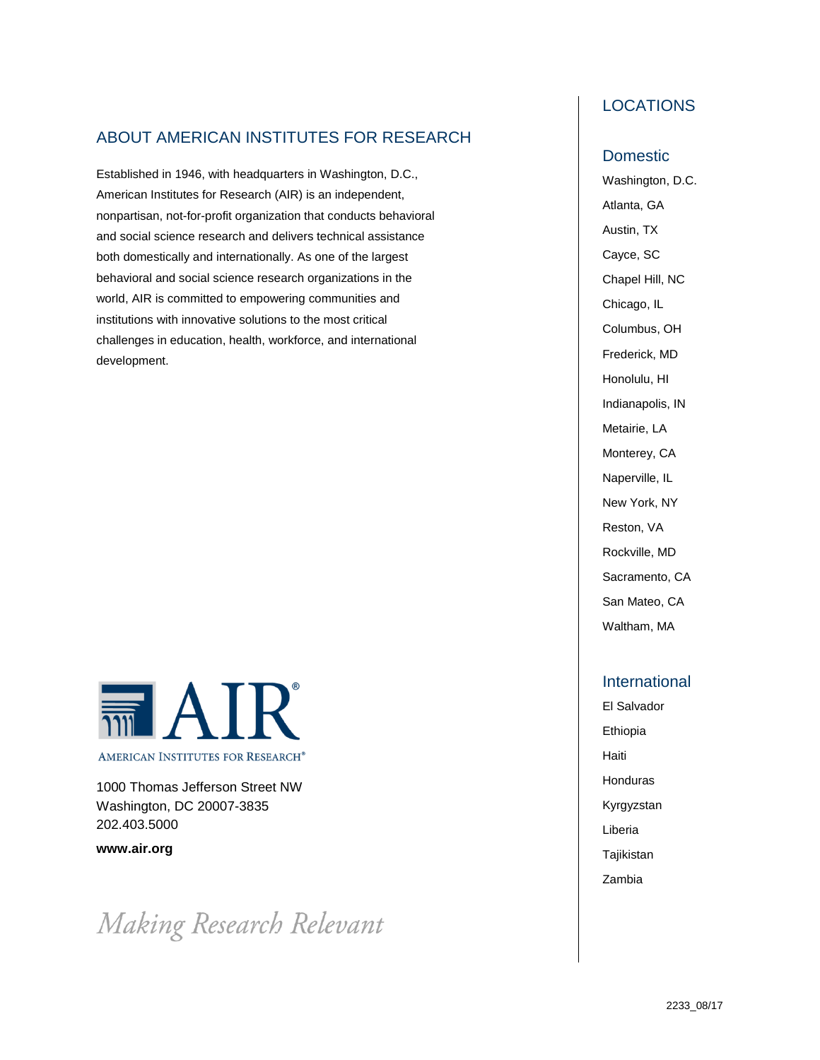## ABOUT AMERICAN INSTITUTES FOR RESEARCH

Established in 1946, with headquarters in Washington, D.C., American Institutes for Research (AIR) is an independent, nonpartisan, not-for-profit organization that conducts behavioral and social science research and delivers technical assistance both domestically and internationally. As one of the largest behavioral and social science research organizations in the world, AIR is committed to empowering communities and institutions with innovative solutions to the most critical challenges in education, health, workforce, and international development.

AIR®

AMERICAN INSTITUTES FOR RESEARCH®

1000 Thomas Jefferson Street NW
Washington, DC 20007-3835
202.403.5000

**www.air.org**

*Making Research Relevant*

## LOCATIONS

### Domestic

Washington, D.C.
Atlanta, GA
Austin, TX
Cayce, SC
Chapel Hill, NC
Chicago, IL
Columbus, OH
Frederick, MD
Honolulu, HI
Indianapolis, IN
Metairie, LA
Monterey, CA
Naperville, IL
New York, NY
Reston, VA
Rockville, MD
Sacramento, CA
San Mateo, CA
Waltham, MA

### International

El Salvador
Ethiopia
Haiti
Honduras
Kyrgyzstan
Liberia
Tajikistan
Zambia

2233_08/17